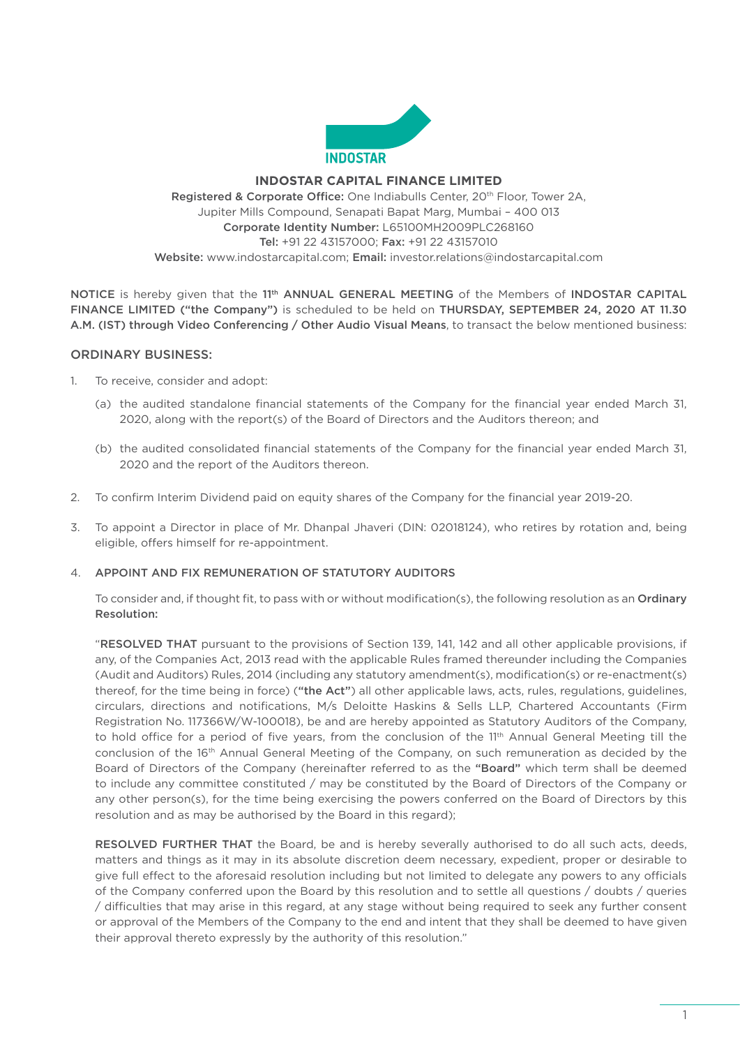# INDOSTAR CAPITAL FINANCE LIMITED

**Registered & Corporate Office:** One Indiabulls Center, 20th Floor, Tower 2A, Jupiter Mills Compound, Senapati Bapat Marg, Mumbai – 400 013
**Corporate Identity Number:** L65100MH2009PLC268160
**Tel:** +91 22 43157000; **Fax:** +91 22 43157010
**Website:** www.indostarcapital.com; **Email:** investor.relations@indostarcapital.com

**NOTICE** is hereby given that the **11th ANNUAL GENERAL MEETING** of the Members of **INDOSTAR CAPITAL FINANCE LIMITED ("the Company")** is scheduled to be held on **THURSDAY, SEPTEMBER 24, 2020 AT 11.30 A.M. (IST) through Video Conferencing / Other Audio Visual Means**, to transact the below mentioned business:

## ORDINARY BUSINESS:

1. To receive, consider and adopt:

   (a) the audited standalone financial statements of the Company for the financial year ended March 31, 2020, along with the report(s) of the Board of Directors and the Auditors thereon; and

   (b) the audited consolidated financial statements of the Company for the financial year ended March 31, 2020 and the report of the Auditors thereon.

2. To confirm Interim Dividend paid on equity shares of the Company for the financial year 2019-20.

3. To appoint a Director in place of Mr. Dhanpal Jhaveri (DIN: 02018124), who retires by rotation and, being eligible, offers himself for re-appointment.

4. **APPOINT AND FIX REMUNERATION OF STATUTORY AUDITORS**

   To consider and, if thought fit, to pass with or without modification(s), the following resolution as an **Ordinary Resolution:**

   "**RESOLVED THAT** pursuant to the provisions of Section 139, 141, 142 and all other applicable provisions, if any, of the Companies Act, 2013 read with the applicable Rules framed thereunder including the Companies (Audit and Auditors) Rules, 2014 (including any statutory amendment(s), modification(s) or re-enactment(s) thereof, for the time being in force) (**"the Act"**) all other applicable laws, acts, rules, regulations, guidelines, circulars, directions and notifications, M/s Deloitte Haskins & Sells LLP, Chartered Accountants (Firm Registration No. 117366W/W-100018), be and are hereby appointed as Statutory Auditors of the Company, to hold office for a period of five years, from the conclusion of the 11th Annual General Meeting till the conclusion of the 16th Annual General Meeting of the Company, on such remuneration as decided by the Board of Directors of the Company (hereinafter referred to as the **"Board"** which term shall be deemed to include any committee constituted / may be constituted by the Board of Directors of the Company or any other person(s), for the time being exercising the powers conferred on the Board of Directors by this resolution and as may be authorised by the Board in this regard);

   **RESOLVED FURTHER THAT** the Board, be and is hereby severally authorised to do all such acts, deeds, matters and things as it may in its absolute discretion deem necessary, expedient, proper or desirable to give full effect to the aforesaid resolution including but not limited to delegate any powers to any officials of the Company conferred upon the Board by this resolution and to settle all questions / doubts / queries / difficulties that may arise in this regard, at any stage without being required to seek any further consent or approval of the Members of the Company to the end and intent that they shall be deemed to have given their approval thereto expressly by the authority of this resolution."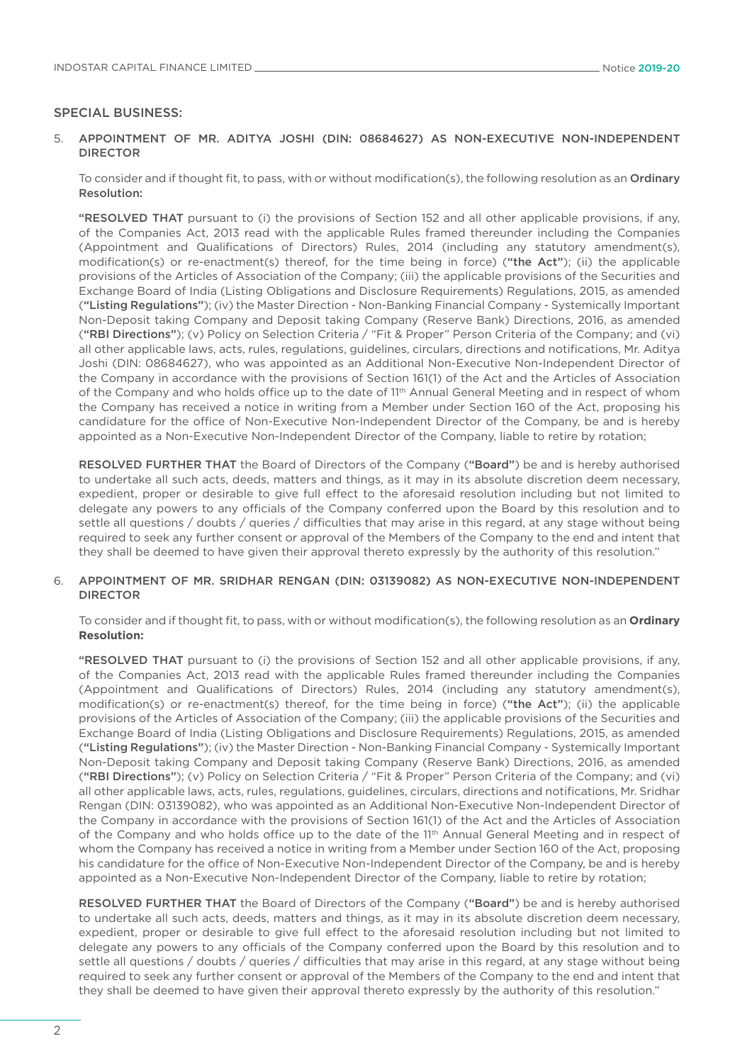## SPECIAL BUSINESS:

5. **APPOINTMENT OF MR. ADITYA JOSHI (DIN: 08684627) AS NON-EXECUTIVE NON-INDEPENDENT DIRECTOR**

   To consider and if thought fit, to pass, with or without modification(s), the following resolution as an **Ordinary Resolution:**

   "**RESOLVED THAT** pursuant to (i) the provisions of Section 152 and all other applicable provisions, if any, of the Companies Act, 2013 read with the applicable Rules framed thereunder including the Companies (Appointment and Qualifications of Directors) Rules, 2014 (including any statutory amendment(s), modification(s) or re-enactment(s) thereof, for the time being in force) (**"the Act"**); (ii) the applicable provisions of the Articles of Association of the Company; (iii) the applicable provisions of the Securities and Exchange Board of India (Listing Obligations and Disclosure Requirements) Regulations, 2015, as amended (**"Listing Regulations"**); (iv) the Master Direction - Non-Banking Financial Company - Systemically Important Non-Deposit taking Company and Deposit taking Company (Reserve Bank) Directions, 2016, as amended (**"RBI Directions"**); (v) Policy on Selection Criteria / "Fit & Proper" Person Criteria of the Company; and (vi) all other applicable laws, acts, rules, regulations, guidelines, circulars, directions and notifications, Mr. Aditya Joshi (DIN: 08684627), who was appointed as an Additional Non-Executive Non-Independent Director of the Company in accordance with the provisions of Section 161(1) of the Act and the Articles of Association of the Company and who holds office up to the date of 11th Annual General Meeting and in respect of whom the Company has received a notice in writing from a Member under Section 160 of the Act, proposing his candidature for the office of Non-Executive Non-Independent Director of the Company, be and is hereby appointed as a Non-Executive Non-Independent Director of the Company, liable to retire by rotation;

   **RESOLVED FURTHER THAT** the Board of Directors of the Company (**"Board"**) be and is hereby authorised to undertake all such acts, deeds, matters and things, as it may in its absolute discretion deem necessary, expedient, proper or desirable to give full effect to the aforesaid resolution including but not limited to delegate any powers to any officials of the Company conferred upon the Board by this resolution and to settle all questions / doubts / queries / difficulties that may arise in this regard, at any stage without being required to seek any further consent or approval of the Members of the Company to the end and intent that they shall be deemed to have given their approval thereto expressly by the authority of this resolution."

6. **APPOINTMENT OF MR. SRIDHAR RENGAN (DIN: 03139082) AS NON-EXECUTIVE NON-INDEPENDENT DIRECTOR**

   To consider and if thought fit, to pass, with or without modification(s), the following resolution as an **Ordinary Resolution:**

   "**RESOLVED THAT** pursuant to (i) the provisions of Section 152 and all other applicable provisions, if any, of the Companies Act, 2013 read with the applicable Rules framed thereunder including the Companies (Appointment and Qualifications of Directors) Rules, 2014 (including any statutory amendment(s), modification(s) or re-enactment(s) thereof, for the time being in force) (**"the Act"**); (ii) the applicable provisions of the Articles of Association of the Company; (iii) the applicable provisions of the Securities and Exchange Board of India (Listing Obligations and Disclosure Requirements) Regulations, 2015, as amended (**"Listing Regulations"**); (iv) the Master Direction - Non-Banking Financial Company - Systemically Important Non-Deposit taking Company and Deposit taking Company (Reserve Bank) Directions, 2016, as amended (**"RBI Directions"**); (v) Policy on Selection Criteria / "Fit & Proper" Person Criteria of the Company; and (vi) all other applicable laws, acts, rules, regulations, guidelines, circulars, directions and notifications, Mr. Sridhar Rengan (DIN: 03139082), who was appointed as an Additional Non-Executive Non-Independent Director of the Company in accordance with the provisions of Section 161(1) of the Act and the Articles of Association of the Company and who holds office up to the date of the 11th Annual General Meeting and in respect of whom the Company has received a notice in writing from a Member under Section 160 of the Act, proposing his candidature for the office of Non-Executive Non-Independent Director of the Company, be and is hereby appointed as a Non-Executive Non-Independent Director of the Company, liable to retire by rotation;

   **RESOLVED FURTHER THAT** the Board of Directors of the Company (**"Board"**) be and is hereby authorised to undertake all such acts, deeds, matters and things, as it may in its absolute discretion deem necessary, expedient, proper or desirable to give full effect to the aforesaid resolution including but not limited to delegate any powers to any officials of the Company conferred upon the Board by this resolution and to settle all questions / doubts / queries / difficulties that may arise in this regard, at any stage without being required to seek any further consent or approval of the Members of the Company to the end and intent that they shall be deemed to have given their approval thereto expressly by the authority of this resolution."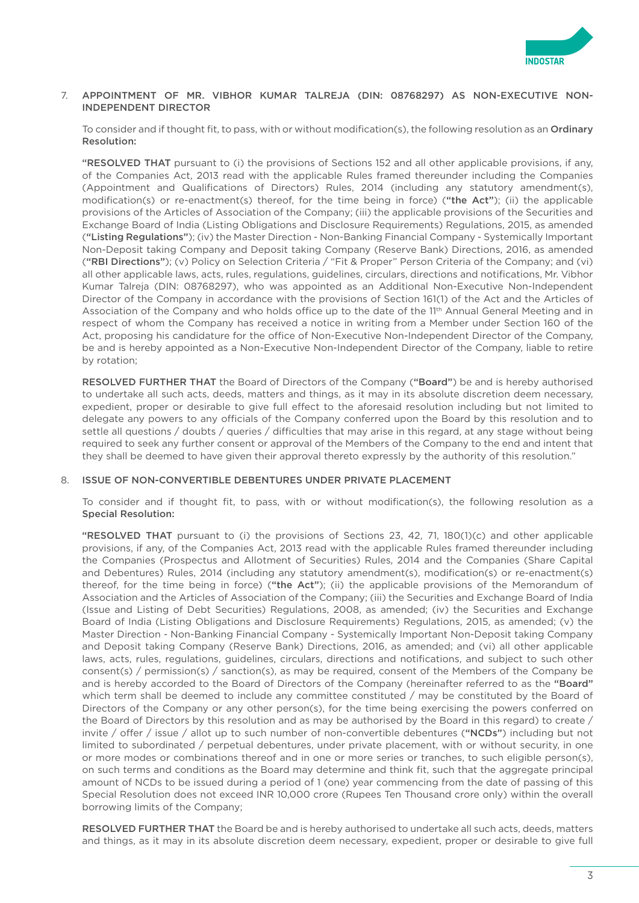## 7. APPOINTMENT OF MR. VIBHOR KUMAR TALREJA (DIN: 08768297) AS NON-EXECUTIVE NON-INDEPENDENT DIRECTOR

To consider and if thought fit, to pass, with or without modification(s), the following resolution as an **Ordinary Resolution:**

"**RESOLVED THAT** pursuant to (i) the provisions of Sections 152 and all other applicable provisions, if any, of the Companies Act, 2013 read with the applicable Rules framed thereunder including the Companies (Appointment and Qualifications of Directors) Rules, 2014 (including any statutory amendment(s), modification(s) or re-enactment(s) thereof, for the time being in force) (**"the Act"**); (ii) the applicable provisions of the Articles of Association of the Company; (iii) the applicable provisions of the Securities and Exchange Board of India (Listing Obligations and Disclosure Requirements) Regulations, 2015, as amended (**"Listing Regulations"**); (iv) the Master Direction - Non-Banking Financial Company - Systemically Important Non-Deposit taking Company and Deposit taking Company (Reserve Bank) Directions, 2016, as amended (**"RBI Directions"**); (v) Policy on Selection Criteria / "Fit & Proper" Person Criteria of the Company; and (vi) all other applicable laws, acts, rules, regulations, guidelines, circulars, directions and notifications, Mr. Vibhor Kumar Talreja (DIN: 08768297), who was appointed as an Additional Non-Executive Non-Independent Director of the Company in accordance with the provisions of Section 161(1) of the Act and the Articles of Association of the Company and who holds office up to the date of the 11th Annual General Meeting and in respect of whom the Company has received a notice in writing from a Member under Section 160 of the Act, proposing his candidature for the office of Non-Executive Non-Independent Director of the Company, be and is hereby appointed as a Non-Executive Non-Independent Director of the Company, liable to retire by rotation;

**RESOLVED FURTHER THAT** the Board of Directors of the Company (**"Board"**) be and is hereby authorised to undertake all such acts, deeds, matters and things, as it may in its absolute discretion deem necessary, expedient, proper or desirable to give full effect to the aforesaid resolution including but not limited to delegate any powers to any officials of the Company conferred upon the Board by this resolution and to settle all questions / doubts / queries / difficulties that may arise in this regard, at any stage without being required to seek any further consent or approval of the Members of the Company to the end and intent that they shall be deemed to have given their approval thereto expressly by the authority of this resolution."

## 8. ISSUE OF NON-CONVERTIBLE DEBENTURES UNDER PRIVATE PLACEMENT

To consider and if thought fit, to pass, with or without modification(s), the following resolution as a **Special Resolution:**

"**RESOLVED THAT** pursuant to (i) the provisions of Sections 23, 42, 71, 180(1)(c) and other applicable provisions, if any, of the Companies Act, 2013 read with the applicable Rules framed thereunder including the Companies (Prospectus and Allotment of Securities) Rules, 2014 and the Companies (Share Capital and Debentures) Rules, 2014 (including any statutory amendment(s), modification(s) or re-enactment(s) thereof, for the time being in force) (**"the Act"**); (ii) the applicable provisions of the Memorandum of Association and the Articles of Association of the Company; (iii) the Securities and Exchange Board of India (Issue and Listing of Debt Securities) Regulations, 2008, as amended; (iv) the Securities and Exchange Board of India (Listing Obligations and Disclosure Requirements) Regulations, 2015, as amended; (v) the Master Direction - Non-Banking Financial Company - Systemically Important Non-Deposit taking Company and Deposit taking Company (Reserve Bank) Directions, 2016, as amended; and (vi) all other applicable laws, acts, rules, regulations, guidelines, circulars, directions and notifications, and subject to such other consent(s) / permission(s) / sanction(s), as may be required, consent of the Members of the Company be and is hereby accorded to the Board of Directors of the Company (hereinafter referred to as the **"Board"** which term shall be deemed to include any committee constituted / may be constituted by the Board of Directors of the Company or any other person(s), for the time being exercising the powers conferred on the Board of Directors by this resolution and as may be authorised by the Board in this regard) to create / invite / offer / issue / allot up to such number of non-convertible debentures (**"NCDs"**) including but not limited to subordinated / perpetual debentures, under private placement, with or without security, in one or more modes or combinations thereof and in one or more series or tranches, to such eligible person(s), on such terms and conditions as the Board may determine and think fit, such that the aggregate principal amount of NCDs to be issued during a period of 1 (one) year commencing from the date of passing of this Special Resolution does not exceed INR 10,000 crore (Rupees Ten Thousand crore only) within the overall borrowing limits of the Company;

**RESOLVED FURTHER THAT** the Board be and is hereby authorised to undertake all such acts, deeds, matters and things, as it may in its absolute discretion deem necessary, expedient, proper or desirable to give full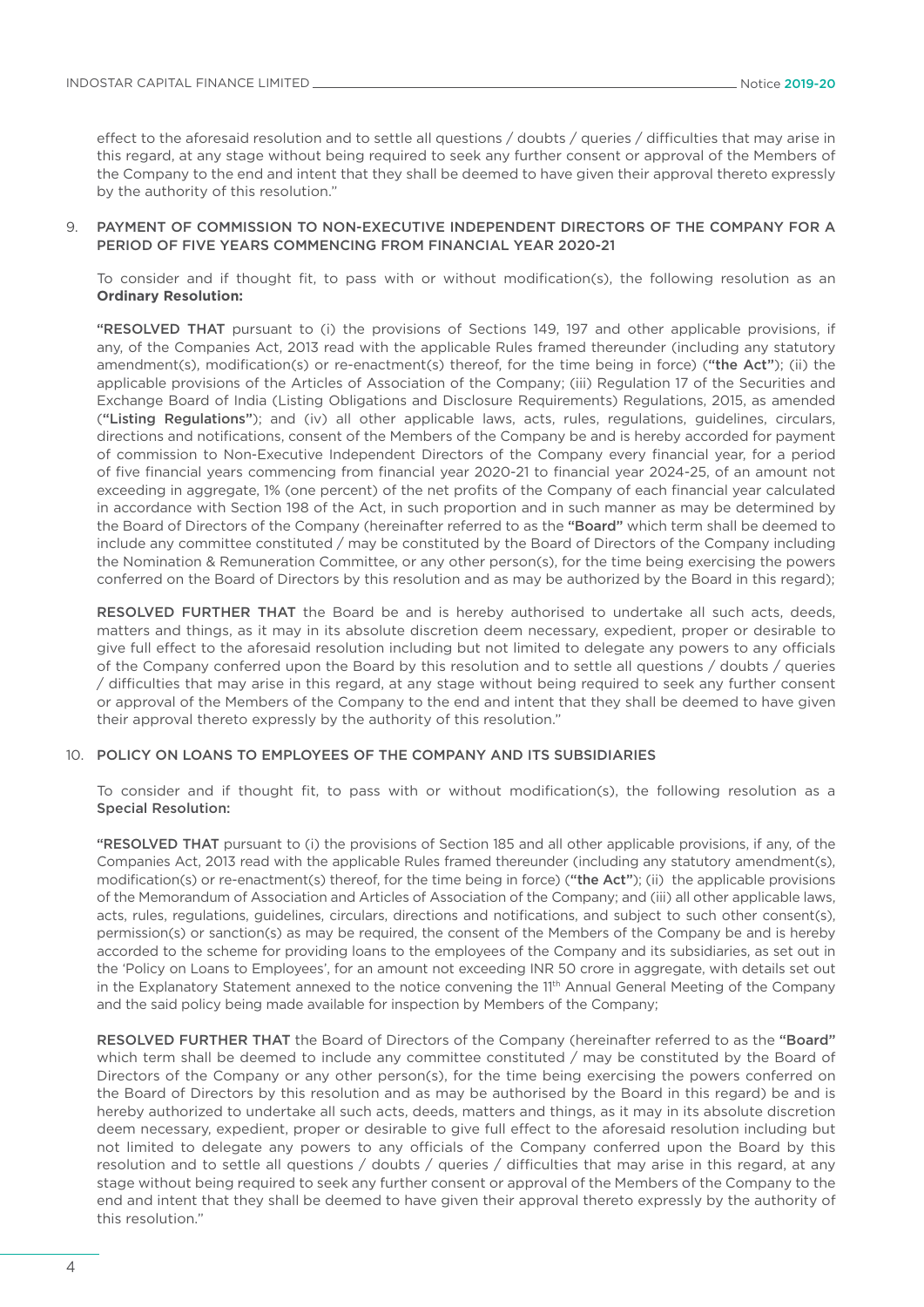effect to the aforesaid resolution and to settle all questions / doubts / queries / difficulties that may arise in this regard, at any stage without being required to seek any further consent or approval of the Members of the Company to the end and intent that they shall be deemed to have given their approval thereto expressly by the authority of this resolution."

9. PAYMENT OF COMMISSION TO NON-EXECUTIVE INDEPENDENT DIRECTORS OF THE COMPANY FOR A PERIOD OF FIVE YEARS COMMENCING FROM FINANCIAL YEAR 2020-21

   To consider and if thought fit, to pass with or without modification(s), the following resolution as an **Ordinary Resolution:**

   "**RESOLVED THAT** pursuant to (i) the provisions of Sections 149, 197 and other applicable provisions, if any, of the Companies Act, 2013 read with the applicable Rules framed thereunder (including any statutory amendment(s), modification(s) or re-enactment(s) thereof, for the time being in force) (**"the Act"**); (ii) the applicable provisions of the Articles of Association of the Company; (iii) Regulation 17 of the Securities and Exchange Board of India (Listing Obligations and Disclosure Requirements) Regulations, 2015, as amended (**"Listing Regulations"**); and (iv) all other applicable laws, acts, rules, regulations, guidelines, circulars, directions and notifications, consent of the Members of the Company be and is hereby accorded for payment of commission to Non-Executive Independent Directors of the Company every financial year, for a period of five financial years commencing from financial year 2020-21 to financial year 2024-25, of an amount not exceeding in aggregate, 1% (one percent) of the net profits of the Company of each financial year calculated in accordance with Section 198 of the Act, in such proportion and in such manner as may be determined by the Board of Directors of the Company (hereinafter referred to as the **"Board"** which term shall be deemed to include any committee constituted / may be constituted by the Board of Directors of the Company including the Nomination & Remuneration Committee, or any other person(s), for the time being exercising the powers conferred on the Board of Directors by this resolution and as may be authorized by the Board in this regard);

   **RESOLVED FURTHER THAT** the Board be and is hereby authorised to undertake all such acts, deeds, matters and things, as it may in its absolute discretion deem necessary, expedient, proper or desirable to give full effect to the aforesaid resolution including but not limited to delegate any powers to any officials of the Company conferred upon the Board by this resolution and to settle all questions / doubts / queries / difficulties that may arise in this regard, at any stage without being required to seek any further consent or approval of the Members of the Company to the end and intent that they shall be deemed to have given their approval thereto expressly by the authority of this resolution."

10. POLICY ON LOANS TO EMPLOYEES OF THE COMPANY AND ITS SUBSIDIARIES

    To consider and if thought fit, to pass with or without modification(s), the following resolution as a **Special Resolution:**

    "**RESOLVED THAT** pursuant to (i) the provisions of Section 185 and all other applicable provisions, if any, of the Companies Act, 2013 read with the applicable Rules framed thereunder (including any statutory amendment(s), modification(s) or re-enactment(s) thereof, for the time being in force) (**"the Act"**); (ii) the applicable provisions of the Memorandum of Association and Articles of Association of the Company; and (iii) all other applicable laws, acts, rules, regulations, guidelines, circulars, directions and notifications, and subject to such other consent(s), permission(s) or sanction(s) as may be required, the consent of the Members of the Company be and is hereby accorded to the scheme for providing loans to the employees of the Company and its subsidiaries, as set out in the 'Policy on Loans to Employees', for an amount not exceeding INR 50 crore in aggregate, with details set out in the Explanatory Statement annexed to the notice convening the 11th Annual General Meeting of the Company and the said policy being made available for inspection by Members of the Company;

    **RESOLVED FURTHER THAT** the Board of Directors of the Company (hereinafter referred to as the **"Board"** which term shall be deemed to include any committee constituted / may be constituted by the Board of Directors of the Company or any other person(s), for the time being exercising the powers conferred on the Board of Directors by this resolution and as may be authorised by the Board in this regard) be and is hereby authorized to undertake all such acts, deeds, matters and things, as it may in its absolute discretion deem necessary, expedient, proper or desirable to give full effect to the aforesaid resolution including but not limited to delegate any powers to any officials of the Company conferred upon the Board by this resolution and to settle all questions / doubts / queries / difficulties that may arise in this regard, at any stage without being required to seek any further consent or approval of the Members of the Company to the end and intent that they shall be deemed to have given their approval thereto expressly by the authority of this resolution."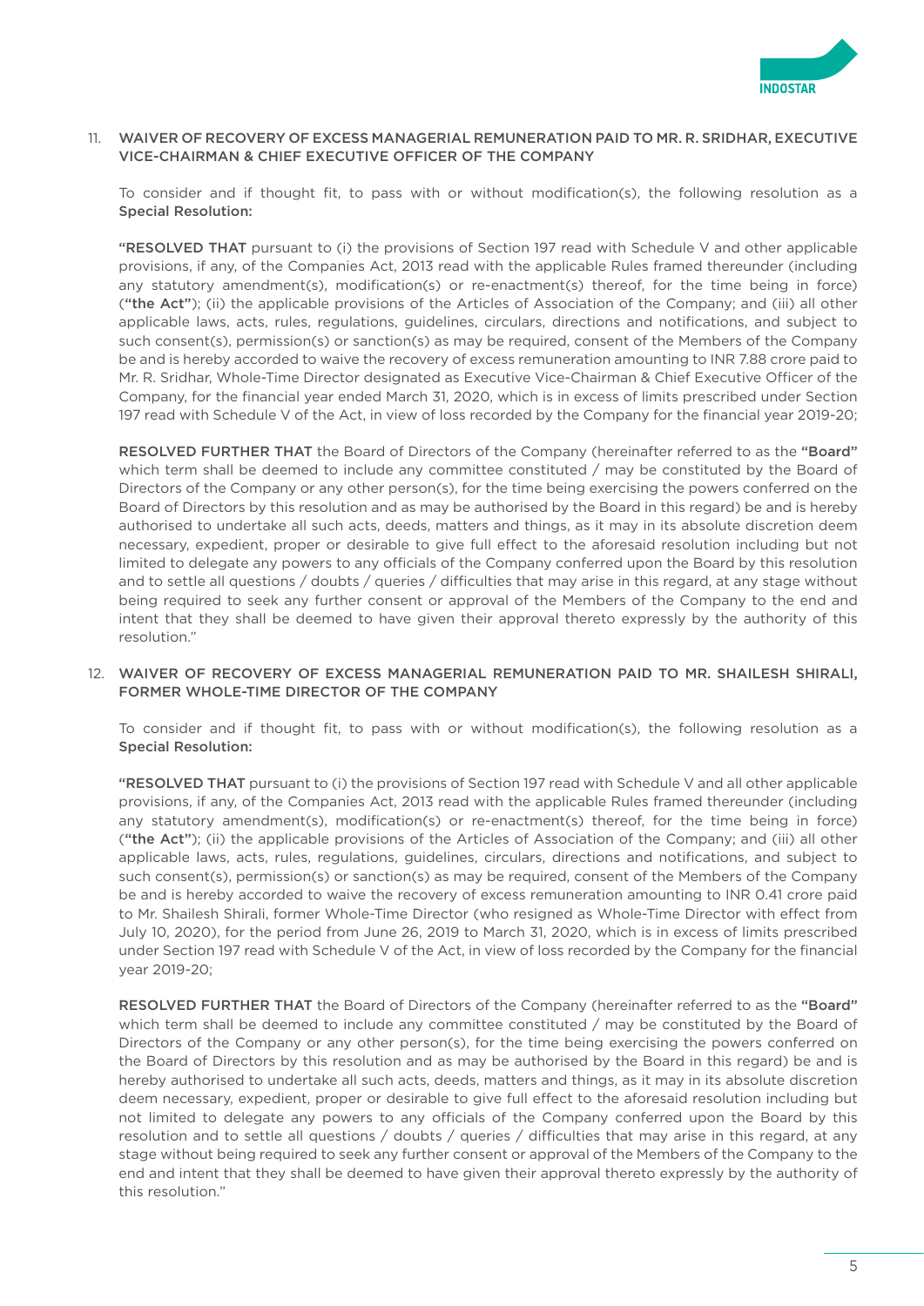11. **WAIVER OF RECOVERY OF EXCESS MANAGERIAL REMUNERATION PAID TO MR. R. SRIDHAR, EXECUTIVE VICE-CHAIRMAN & CHIEF EXECUTIVE OFFICER OF THE COMPANY**

    To consider and if thought fit, to pass with or without modification(s), the following resolution as a **Special Resolution:**

    "**RESOLVED THAT** pursuant to (i) the provisions of Section 197 read with Schedule V and other applicable provisions, if any, of the Companies Act, 2013 read with the applicable Rules framed thereunder (including any statutory amendment(s), modification(s) or re-enactment(s) thereof, for the time being in force) ("**the Act**"); (ii) the applicable provisions of the Articles of Association of the Company; and (iii) all other applicable laws, acts, rules, regulations, guidelines, circulars, directions and notifications, and subject to such consent(s), permission(s) or sanction(s) as may be required, consent of the Members of the Company be and is hereby accorded to waive the recovery of excess remuneration amounting to INR 7.88 crore paid to Mr. R. Sridhar, Whole-Time Director designated as Executive Vice-Chairman & Chief Executive Officer of the Company, for the financial year ended March 31, 2020, which is in excess of limits prescribed under Section 197 read with Schedule V of the Act, in view of loss recorded by the Company for the financial year 2019-20;

    **RESOLVED FURTHER THAT** the Board of Directors of the Company (hereinafter referred to as the "**Board**" which term shall be deemed to include any committee constituted / may be constituted by the Board of Directors of the Company or any other person(s), for the time being exercising the powers conferred on the Board of Directors by this resolution and as may be authorised by the Board in this regard) be and is hereby authorised to undertake all such acts, deeds, matters and things, as it may in its absolute discretion deem necessary, expedient, proper or desirable to give full effect to the aforesaid resolution including but not limited to delegate any powers to any officials of the Company conferred upon the Board by this resolution and to settle all questions / doubts / queries / difficulties that may arise in this regard, at any stage without being required to seek any further consent or approval of the Members of the Company to the end and intent that they shall be deemed to have given their approval thereto expressly by the authority of this resolution."

12. **WAIVER OF RECOVERY OF EXCESS MANAGERIAL REMUNERATION PAID TO MR. SHAILESH SHIRALI, FORMER WHOLE-TIME DIRECTOR OF THE COMPANY**

    To consider and if thought fit, to pass with or without modification(s), the following resolution as a **Special Resolution:**

    "**RESOLVED THAT** pursuant to (i) the provisions of Section 197 read with Schedule V and all other applicable provisions, if any, of the Companies Act, 2013 read with the applicable Rules framed thereunder (including any statutory amendment(s), modification(s) or re-enactment(s) thereof, for the time being in force) ("**the Act**"); (ii) the applicable provisions of the Articles of Association of the Company; and (iii) all other applicable laws, acts, rules, regulations, guidelines, circulars, directions and notifications, and subject to such consent(s), permission(s) or sanction(s) as may be required, consent of the Members of the Company be and is hereby accorded to waive the recovery of excess remuneration amounting to INR 0.41 crore paid to Mr. Shailesh Shirali, former Whole-Time Director (who resigned as Whole-Time Director with effect from July 10, 2020), for the period from June 26, 2019 to March 31, 2020, which is in excess of limits prescribed under Section 197 read with Schedule V of the Act, in view of loss recorded by the Company for the financial year 2019-20;

    **RESOLVED FURTHER THAT** the Board of Directors of the Company (hereinafter referred to as the "**Board**" which term shall be deemed to include any committee constituted / may be constituted by the Board of Directors of the Company or any other person(s), for the time being exercising the powers conferred on the Board of Directors by this resolution and as may be authorised by the Board in this regard) be and is hereby authorised to undertake all such acts, deeds, matters and things, as it may in its absolute discretion deem necessary, expedient, proper or desirable to give full effect to the aforesaid resolution including but not limited to delegate any powers to any officials of the Company conferred upon the Board by this resolution and to settle all questions / doubts / queries / difficulties that may arise in this regard, at any stage without being required to seek any further consent or approval of the Members of the Company to the end and intent that they shall be deemed to have given their approval thereto expressly by the authority of this resolution."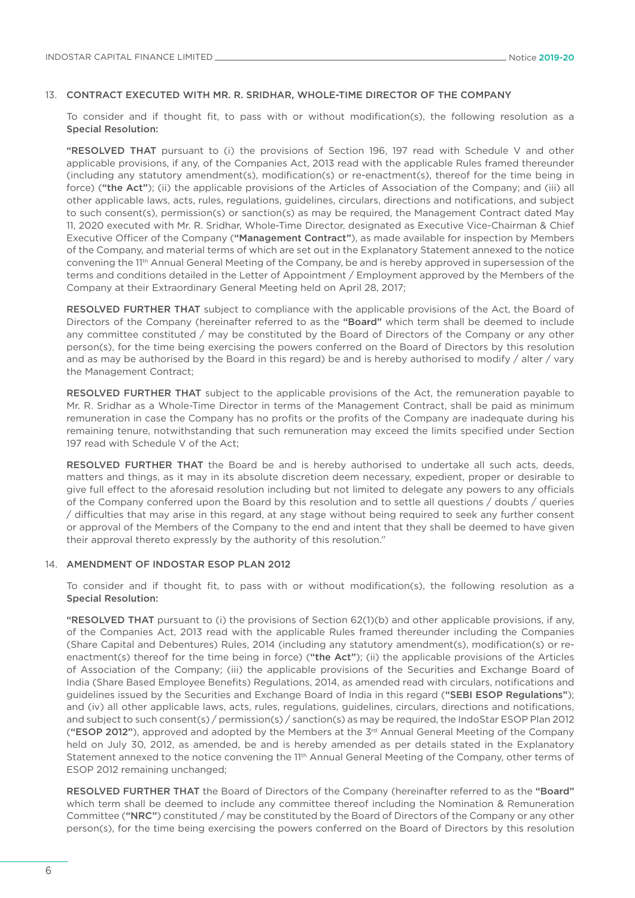13. **CONTRACT EXECUTED WITH MR. R. SRIDHAR, WHOLE-TIME DIRECTOR OF THE COMPANY**

    To consider and if thought fit, to pass with or without modification(s), the following resolution as a **Special Resolution:**

    "**RESOLVED THAT** pursuant to (i) the provisions of Section 196, 197 read with Schedule V and other applicable provisions, if any, of the Companies Act, 2013 read with the applicable Rules framed thereunder (including any statutory amendment(s), modification(s) or re-enactment(s), thereof for the time being in force) ("**the Act**"); (ii) the applicable provisions of the Articles of Association of the Company; and (iii) all other applicable laws, acts, rules, regulations, guidelines, circulars, directions and notifications, and subject to such consent(s), permission(s) or sanction(s) as may be required, the Management Contract dated May 11, 2020 executed with Mr. R. Sridhar, Whole-Time Director, designated as Executive Vice-Chairman & Chief Executive Officer of the Company ("**Management Contract**"), as made available for inspection by Members of the Company, and material terms of which are set out in the Explanatory Statement annexed to the notice convening the 11th Annual General Meeting of the Company, be and is hereby approved in supersession of the terms and conditions detailed in the Letter of Appointment / Employment approved by the Members of the Company at their Extraordinary General Meeting held on April 28, 2017;

    **RESOLVED FURTHER THAT** subject to compliance with the applicable provisions of the Act, the Board of Directors of the Company (hereinafter referred to as the "**Board**" which term shall be deemed to include any committee constituted / may be constituted by the Board of Directors of the Company or any other person(s), for the time being exercising the powers conferred on the Board of Directors by this resolution and as may be authorised by the Board in this regard) be and is hereby authorised to modify / alter / vary the Management Contract;

    **RESOLVED FURTHER THAT** subject to the applicable provisions of the Act, the remuneration payable to Mr. R. Sridhar as a Whole-Time Director in terms of the Management Contract, shall be paid as minimum remuneration in case the Company has no profits or the profits of the Company are inadequate during his remaining tenure, notwithstanding that such remuneration may exceed the limits specified under Section 197 read with Schedule V of the Act;

    **RESOLVED FURTHER THAT** the Board be and is hereby authorised to undertake all such acts, deeds, matters and things, as it may in its absolute discretion deem necessary, expedient, proper or desirable to give full effect to the aforesaid resolution including but not limited to delegate any powers to any officials of the Company conferred upon the Board by this resolution and to settle all questions / doubts / queries / difficulties that may arise in this regard, at any stage without being required to seek any further consent or approval of the Members of the Company to the end and intent that they shall be deemed to have given their approval thereto expressly by the authority of this resolution."

14. **AMENDMENT OF INDOSTAR ESOP PLAN 2012**

    To consider and if thought fit, to pass with or without modification(s), the following resolution as a **Special Resolution:**

    "**RESOLVED THAT** pursuant to (i) the provisions of Section 62(1)(b) and other applicable provisions, if any, of the Companies Act, 2013 read with the applicable Rules framed thereunder including the Companies (Share Capital and Debentures) Rules, 2014 (including any statutory amendment(s), modification(s) or re-enactment(s) thereof for the time being in force) ("**the Act**"); (ii) the applicable provisions of the Articles of Association of the Company; (iii) the applicable provisions of the Securities and Exchange Board of India (Share Based Employee Benefits) Regulations, 2014, as amended read with circulars, notifications and guidelines issued by the Securities and Exchange Board of India in this regard ("**SEBI ESOP Regulations**"); and (iv) all other applicable laws, acts, rules, regulations, guidelines, circulars, directions and notifications, and subject to such consent(s) / permission(s) / sanction(s) as may be required, the IndoStar ESOP Plan 2012 ("**ESOP 2012**"), approved and adopted by the Members at the 3rd Annual General Meeting of the Company held on July 30, 2012, as amended, be and is hereby amended as per details stated in the Explanatory Statement annexed to the notice convening the 11th Annual General Meeting of the Company, other terms of ESOP 2012 remaining unchanged;

    **RESOLVED FURTHER THAT** the Board of Directors of the Company (hereinafter referred to as the "**Board**" which term shall be deemed to include any committee thereof including the Nomination & Remuneration Committee ("**NRC**") constituted / may be constituted by the Board of Directors of the Company or any other person(s), for the time being exercising the powers conferred on the Board of Directors by this resolution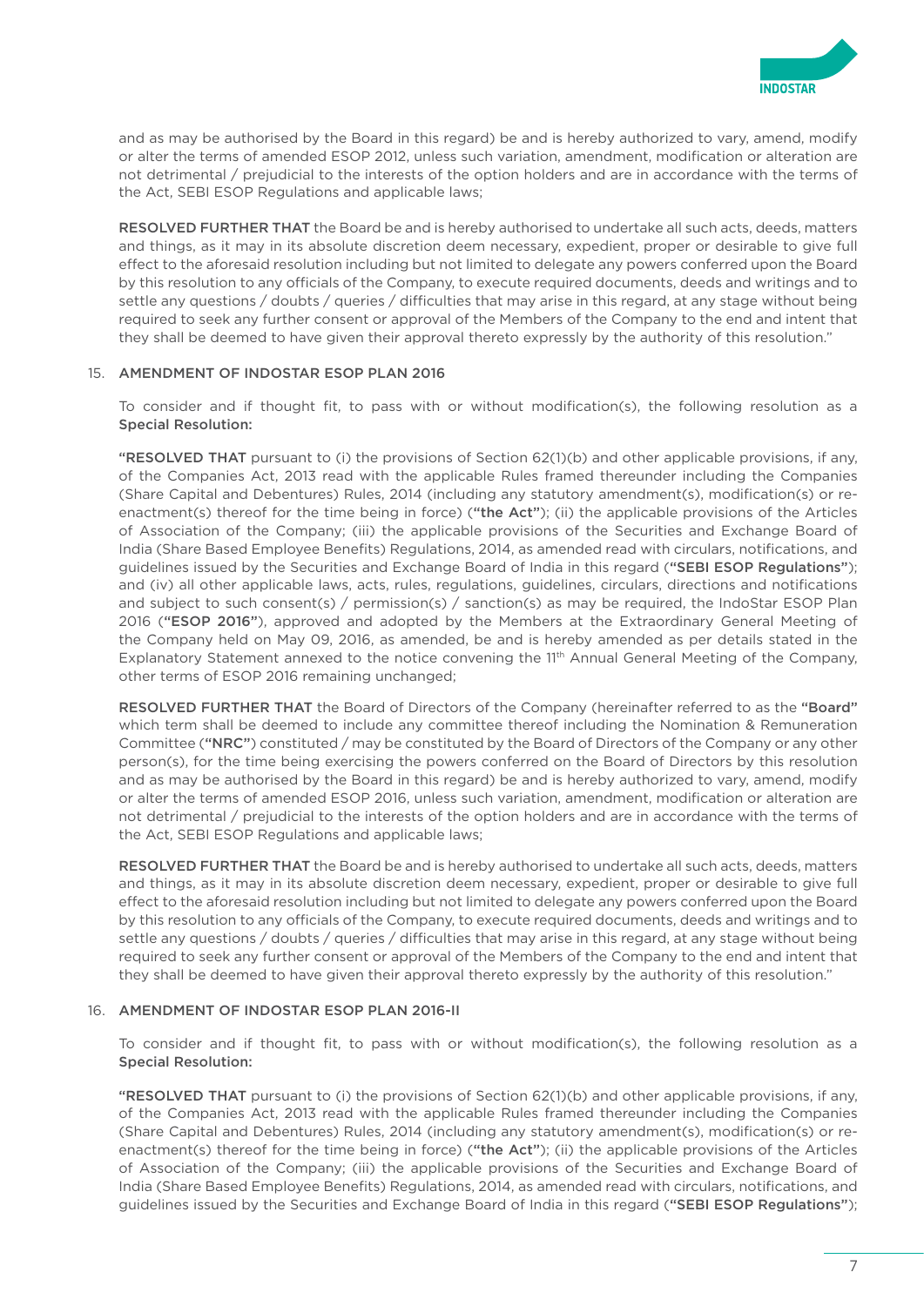and as may be authorised by the Board in this regard) be and is hereby authorized to vary, amend, modify or alter the terms of amended ESOP 2012, unless such variation, amendment, modification or alteration are not detrimental / prejudicial to the interests of the option holders and are in accordance with the terms of the Act, SEBI ESOP Regulations and applicable laws;

**RESOLVED FURTHER THAT** the Board be and is hereby authorised to undertake all such acts, deeds, matters and things, as it may in its absolute discretion deem necessary, expedient, proper or desirable to give full effect to the aforesaid resolution including but not limited to delegate any powers conferred upon the Board by this resolution to any officials of the Company, to execute required documents, deeds and writings and to settle any questions / doubts / queries / difficulties that may arise in this regard, at any stage without being required to seek any further consent or approval of the Members of the Company to the end and intent that they shall be deemed to have given their approval thereto expressly by the authority of this resolution."

15. **AMENDMENT OF INDOSTAR ESOP PLAN 2016**

To consider and if thought fit, to pass with or without modification(s), the following resolution as a **Special Resolution:**

"**RESOLVED THAT** pursuant to (i) the provisions of Section 62(1)(b) and other applicable provisions, if any, of the Companies Act, 2013 read with the applicable Rules framed thereunder including the Companies (Share Capital and Debentures) Rules, 2014 (including any statutory amendment(s), modification(s) or re-enactment(s) thereof for the time being in force) (**"the Act"**); (ii) the applicable provisions of the Articles of Association of the Company; (iii) the applicable provisions of the Securities and Exchange Board of India (Share Based Employee Benefits) Regulations, 2014, as amended read with circulars, notifications, and guidelines issued by the Securities and Exchange Board of India in this regard (**"SEBI ESOP Regulations"**); and (iv) all other applicable laws, acts, rules, regulations, guidelines, circulars, directions and notifications and subject to such consent(s) / permission(s) / sanction(s) as may be required, the IndoStar ESOP Plan 2016 (**"ESOP 2016"**), approved and adopted by the Members at the Extraordinary General Meeting of the Company held on May 09, 2016, as amended, be and is hereby amended as per details stated in the Explanatory Statement annexed to the notice convening the 11th Annual General Meeting of the Company, other terms of ESOP 2016 remaining unchanged;

**RESOLVED FURTHER THAT** the Board of Directors of the Company (hereinafter referred to as the **"Board"** which term shall be deemed to include any committee thereof including the Nomination & Remuneration Committee (**"NRC"**) constituted / may be constituted by the Board of Directors of the Company or any other person(s), for the time being exercising the powers conferred on the Board of Directors by this resolution and as may be authorised by the Board in this regard) be and is hereby authorized to vary, amend, modify or alter the terms of amended ESOP 2016, unless such variation, amendment, modification or alteration are not detrimental / prejudicial to the interests of the option holders and are in accordance with the terms of the Act, SEBI ESOP Regulations and applicable laws;

**RESOLVED FURTHER THAT** the Board be and is hereby authorised to undertake all such acts, deeds, matters and things, as it may in its absolute discretion deem necessary, expedient, proper or desirable to give full effect to the aforesaid resolution including but not limited to delegate any powers conferred upon the Board by this resolution to any officials of the Company, to execute required documents, deeds and writings and to settle any questions / doubts / queries / difficulties that may arise in this regard, at any stage without being required to seek any further consent or approval of the Members of the Company to the end and intent that they shall be deemed to have given their approval thereto expressly by the authority of this resolution."

16. **AMENDMENT OF INDOSTAR ESOP PLAN 2016-II**

To consider and if thought fit, to pass with or without modification(s), the following resolution as a **Special Resolution:**

"**RESOLVED THAT** pursuant to (i) the provisions of Section 62(1)(b) and other applicable provisions, if any, of the Companies Act, 2013 read with the applicable Rules framed thereunder including the Companies (Share Capital and Debentures) Rules, 2014 (including any statutory amendment(s), modification(s) or re-enactment(s) thereof for the time being in force) (**"the Act"**); (ii) the applicable provisions of the Articles of Association of the Company; (iii) the applicable provisions of the Securities and Exchange Board of India (Share Based Employee Benefits) Regulations, 2014, as amended read with circulars, notifications, and guidelines issued by the Securities and Exchange Board of India in this regard (**"SEBI ESOP Regulations"**);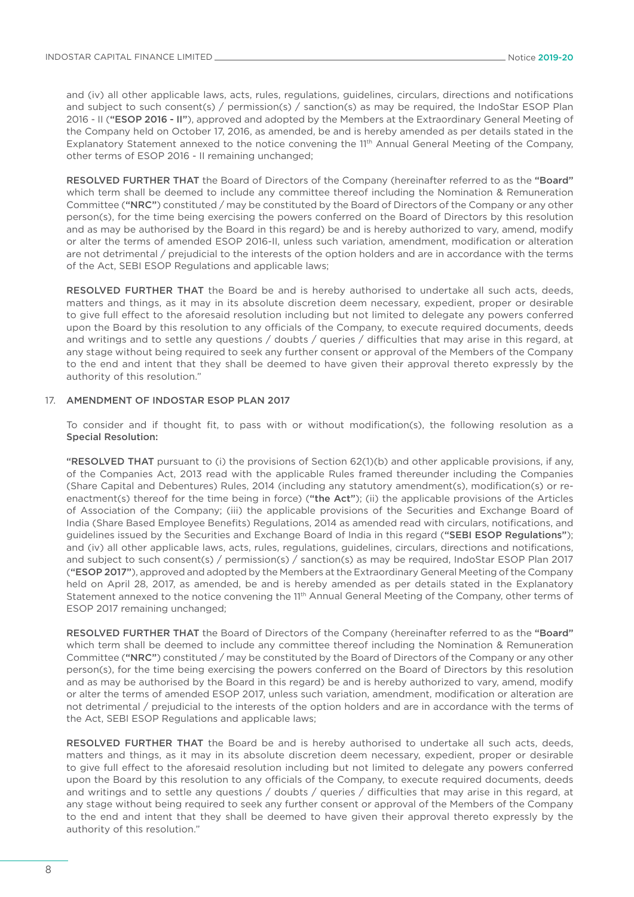and (iv) all other applicable laws, acts, rules, regulations, guidelines, circulars, directions and notifications and subject to such consent(s) / permission(s) / sanction(s) as may be required, the IndoStar ESOP Plan 2016 - II (**"ESOP 2016 - II"**), approved and adopted by the Members at the Extraordinary General Meeting of the Company held on October 17, 2016, as amended, be and is hereby amended as per details stated in the Explanatory Statement annexed to the notice convening the 11th Annual General Meeting of the Company, other terms of ESOP 2016 - II remaining unchanged;

**RESOLVED FURTHER THAT** the Board of Directors of the Company (hereinafter referred to as the **"Board"** which term shall be deemed to include any committee thereof including the Nomination & Remuneration Committee (**"NRC"**) constituted / may be constituted by the Board of Directors of the Company or any other person(s), for the time being exercising the powers conferred on the Board of Directors by this resolution and as may be authorised by the Board in this regard) be and is hereby authorized to vary, amend, modify or alter the terms of amended ESOP 2016-II, unless such variation, amendment, modification or alteration are not detrimental / prejudicial to the interests of the option holders and are in accordance with the terms of the Act, SEBI ESOP Regulations and applicable laws;

**RESOLVED FURTHER THAT** the Board be and is hereby authorised to undertake all such acts, deeds, matters and things, as it may in its absolute discretion deem necessary, expedient, proper or desirable to give full effect to the aforesaid resolution including but not limited to delegate any powers conferred upon the Board by this resolution to any officials of the Company, to execute required documents, deeds and writings and to settle any questions / doubts / queries / difficulties that may arise in this regard, at any stage without being required to seek any further consent or approval of the Members of the Company to the end and intent that they shall be deemed to have given their approval thereto expressly by the authority of this resolution."

17. **AMENDMENT OF INDOSTAR ESOP PLAN 2017**

To consider and if thought fit, to pass with or without modification(s), the following resolution as a **Special Resolution:**

**"RESOLVED THAT** pursuant to (i) the provisions of Section 62(1)(b) and other applicable provisions, if any, of the Companies Act, 2013 read with the applicable Rules framed thereunder including the Companies (Share Capital and Debentures) Rules, 2014 (including any statutory amendment(s), modification(s) or re-enactment(s) thereof for the time being in force) (**"the Act"**); (ii) the applicable provisions of the Articles of Association of the Company; (iii) the applicable provisions of the Securities and Exchange Board of India (Share Based Employee Benefits) Regulations, 2014 as amended read with circulars, notifications, and guidelines issued by the Securities and Exchange Board of India in this regard (**"SEBI ESOP Regulations"**); and (iv) all other applicable laws, acts, rules, regulations, guidelines, circulars, directions and notifications, and subject to such consent(s) / permission(s) / sanction(s) as may be required, IndoStar ESOP Plan 2017 (**"ESOP 2017"**), approved and adopted by the Members at the Extraordinary General Meeting of the Company held on April 28, 2017, as amended, be and is hereby amended as per details stated in the Explanatory Statement annexed to the notice convening the 11th Annual General Meeting of the Company, other terms of ESOP 2017 remaining unchanged;

**RESOLVED FURTHER THAT** the Board of Directors of the Company (hereinafter referred to as the **"Board"** which term shall be deemed to include any committee thereof including the Nomination & Remuneration Committee (**"NRC"**) constituted / may be constituted by the Board of Directors of the Company or any other person(s), for the time being exercising the powers conferred on the Board of Directors by this resolution and as may be authorised by the Board in this regard) be and is hereby authorized to vary, amend, modify or alter the terms of amended ESOP 2017, unless such variation, amendment, modification or alteration are not detrimental / prejudicial to the interests of the option holders and are in accordance with the terms of the Act, SEBI ESOP Regulations and applicable laws;

**RESOLVED FURTHER THAT** the Board be and is hereby authorised to undertake all such acts, deeds, matters and things, as it may in its absolute discretion deem necessary, expedient, proper or desirable to give full effect to the aforesaid resolution including but not limited to delegate any powers conferred upon the Board by this resolution to any officials of the Company, to execute required documents, deeds and writings and to settle any questions / doubts / queries / difficulties that may arise in this regard, at any stage without being required to seek any further consent or approval of the Members of the Company to the end and intent that they shall be deemed to have given their approval thereto expressly by the authority of this resolution."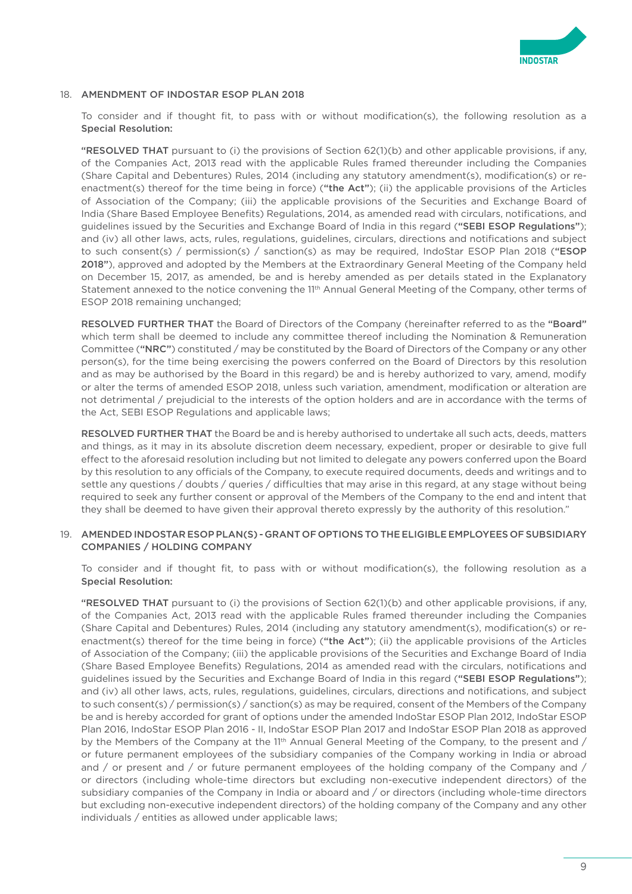18. **AMENDMENT OF INDOSTAR ESOP PLAN 2018**

To consider and if thought fit, to pass with or without modification(s), the following resolution as a **Special Resolution:**

"**RESOLVED THAT** pursuant to (i) the provisions of Section 62(1)(b) and other applicable provisions, if any, of the Companies Act, 2013 read with the applicable Rules framed thereunder including the Companies (Share Capital and Debentures) Rules, 2014 (including any statutory amendment(s), modification(s) or re-enactment(s) thereof for the time being in force) (**"the Act"**); (ii) the applicable provisions of the Articles of Association of the Company; (iii) the applicable provisions of the Securities and Exchange Board of India (Share Based Employee Benefits) Regulations, 2014, as amended read with circulars, notifications, and guidelines issued by the Securities and Exchange Board of India in this regard (**"SEBI ESOP Regulations"**); and (iv) all other laws, acts, rules, regulations, guidelines, circulars, directions and notifications and subject to such consent(s) / permission(s) / sanction(s) as may be required, IndoStar ESOP Plan 2018 (**"ESOP 2018"**), approved and adopted by the Members at the Extraordinary General Meeting of the Company held on December 15, 2017, as amended, be and is hereby amended as per details stated in the Explanatory Statement annexed to the notice convening the 11th Annual General Meeting of the Company, other terms of ESOP 2018 remaining unchanged;

**RESOLVED FURTHER THAT** the Board of Directors of the Company (hereinafter referred to as the **"Board"** which term shall be deemed to include any committee thereof including the Nomination & Remuneration Committee (**"NRC"**) constituted / may be constituted by the Board of Directors of the Company or any other person(s), for the time being exercising the powers conferred on the Board of Directors by this resolution and as may be authorised by the Board in this regard) be and is hereby authorized to vary, amend, modify or alter the terms of amended ESOP 2018, unless such variation, amendment, modification or alteration are not detrimental / prejudicial to the interests of the option holders and are in accordance with the terms of the Act, SEBI ESOP Regulations and applicable laws;

**RESOLVED FURTHER THAT** the Board be and is hereby authorised to undertake all such acts, deeds, matters and things, as it may in its absolute discretion deem necessary, expedient, proper or desirable to give full effect to the aforesaid resolution including but not limited to delegate any powers conferred upon the Board by this resolution to any officials of the Company, to execute required documents, deeds and writings and to settle any questions / doubts / queries / difficulties that may arise in this regard, at any stage without being required to seek any further consent or approval of the Members of the Company to the end and intent that they shall be deemed to have given their approval thereto expressly by the authority of this resolution."

19. **AMENDED INDOSTAR ESOP PLAN(S) - GRANT OF OPTIONS TO THE ELIGIBLE EMPLOYEES OF SUBSIDIARY COMPANIES / HOLDING COMPANY**

To consider and if thought fit, to pass with or without modification(s), the following resolution as a **Special Resolution:**

"**RESOLVED THAT** pursuant to (i) the provisions of Section 62(1)(b) and other applicable provisions, if any, of the Companies Act, 2013 read with the applicable Rules framed thereunder including the Companies (Share Capital and Debentures) Rules, 2014 (including any statutory amendment(s), modification(s) or re-enactment(s) thereof for the time being in force) (**"the Act"**); (ii) the applicable provisions of the Articles of Association of the Company; (iii) the applicable provisions of the Securities and Exchange Board of India (Share Based Employee Benefits) Regulations, 2014 as amended read with the circulars, notifications and guidelines issued by the Securities and Exchange Board of India in this regard (**"SEBI ESOP Regulations"**); and (iv) all other laws, acts, rules, regulations, guidelines, circulars, directions and notifications, and subject to such consent(s) / permission(s) / sanction(s) as may be required, consent of the Members of the Company be and is hereby accorded for grant of options under the amended IndoStar ESOP Plan 2012, IndoStar ESOP Plan 2016, IndoStar ESOP Plan 2016 - II, IndoStar ESOP Plan 2017 and IndoStar ESOP Plan 2018 as approved by the Members of the Company at the 11th Annual General Meeting of the Company, to the present and / or future permanent employees of the subsidiary companies of the Company working in India or abroad and / or present and / or future permanent employees of the holding company of the Company and / or directors (including whole-time directors but excluding non-executive independent directors) of the subsidiary companies of the Company in India or aboard and / or directors (including whole-time directors but excluding non-executive independent directors) of the holding company of the Company and any other individuals / entities as allowed under applicable laws;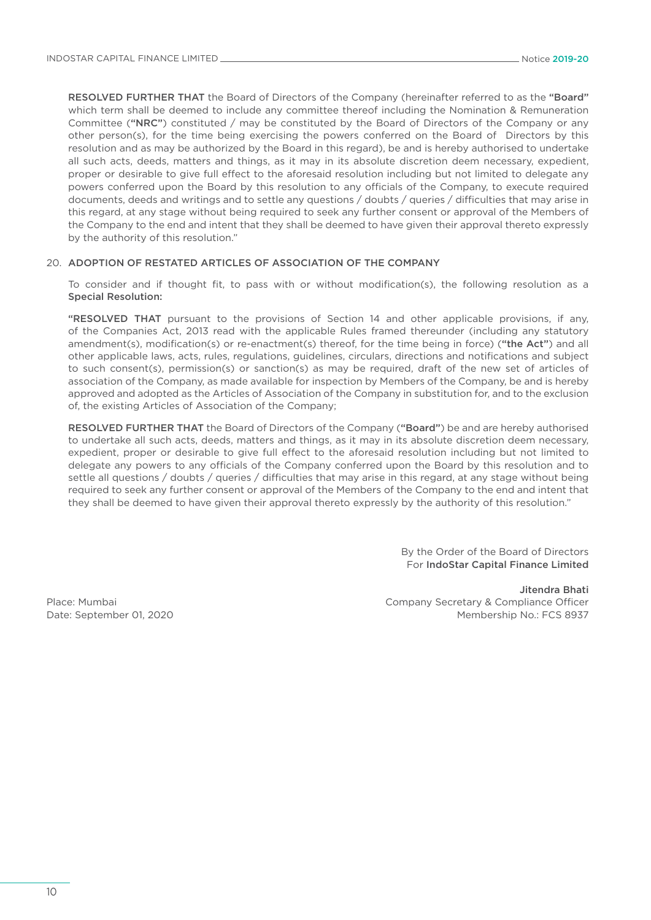**RESOLVED FURTHER THAT** the Board of Directors of the Company (hereinafter referred to as the **"Board"** which term shall be deemed to include any committee thereof including the Nomination & Remuneration Committee (**"NRC"**) constituted / may be constituted by the Board of Directors of the Company or any other person(s), for the time being exercising the powers conferred on the Board of Directors by this resolution and as may be authorized by the Board in this regard), be and is hereby authorised to undertake all such acts, deeds, matters and things, as it may in its absolute discretion deem necessary, expedient, proper or desirable to give full effect to the aforesaid resolution including but not limited to delegate any powers conferred upon the Board by this resolution to any officials of the Company, to execute required documents, deeds and writings and to settle any questions / doubts / queries / difficulties that may arise in this regard, at any stage without being required to seek any further consent or approval of the Members of the Company to the end and intent that they shall be deemed to have given their approval thereto expressly by the authority of this resolution."

20. **ADOPTION OF RESTATED ARTICLES OF ASSOCIATION OF THE COMPANY**

To consider and if thought fit, to pass with or without modification(s), the following resolution as a **Special Resolution:**

**"RESOLVED THAT** pursuant to the provisions of Section 14 and other applicable provisions, if any, of the Companies Act, 2013 read with the applicable Rules framed thereunder (including any statutory amendment(s), modification(s) or re-enactment(s) thereof, for the time being in force) (**"the Act"**) and all other applicable laws, acts, rules, regulations, guidelines, circulars, directions and notifications and subject to such consent(s), permission(s) or sanction(s) as may be required, draft of the new set of articles of association of the Company, as made available for inspection by Members of the Company, be and is hereby approved and adopted as the Articles of Association of the Company in substitution for, and to the exclusion of, the existing Articles of Association of the Company;

**RESOLVED FURTHER THAT** the Board of Directors of the Company (**"Board"**) be and are hereby authorised to undertake all such acts, deeds, matters and things, as it may in its absolute discretion deem necessary, expedient, proper or desirable to give full effect to the aforesaid resolution including but not limited to delegate any powers to any officials of the Company conferred upon the Board by this resolution and to settle all questions / doubts / queries / difficulties that may arise in this regard, at any stage without being required to seek any further consent or approval of the Members of the Company to the end and intent that they shall be deemed to have given their approval thereto expressly by the authority of this resolution."

By the Order of the Board of Directors
For **IndoStar Capital Finance Limited**

**Jitendra Bhati**
Company Secretary & Compliance Officer
Membership No.: FCS 8937

Place: Mumbai
Date: September 01, 2020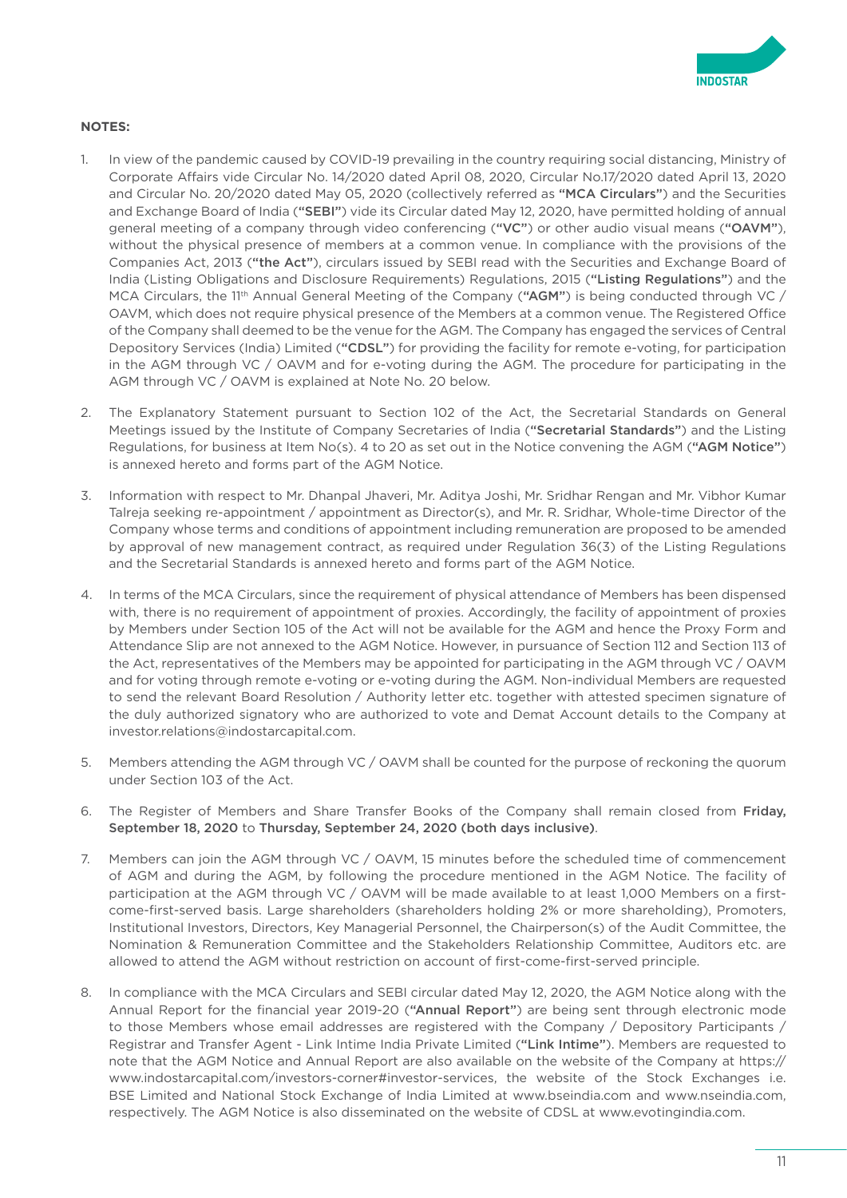**NOTES:**

1. In view of the pandemic caused by COVID-19 prevailing in the country requiring social distancing, Ministry of Corporate Affairs vide Circular No. 14/2020 dated April 08, 2020, Circular No.17/2020 dated April 13, 2020 and Circular No. 20/2020 dated May 05, 2020 (collectively referred as **"MCA Circulars"**) and the Securities and Exchange Board of India (**"SEBI"**) vide its Circular dated May 12, 2020, have permitted holding of annual general meeting of a company through video conferencing (**"VC"**) or other audio visual means (**"OAVM"**), without the physical presence of members at a common venue. In compliance with the provisions of the Companies Act, 2013 (**"the Act"**), circulars issued by SEBI read with the Securities and Exchange Board of India (Listing Obligations and Disclosure Requirements) Regulations, 2015 (**"Listing Regulations"**) and the MCA Circulars, the 11th Annual General Meeting of the Company (**"AGM"**) is being conducted through VC / OAVM, which does not require physical presence of the Members at a common venue. The Registered Office of the Company shall deemed to be the venue for the AGM. The Company has engaged the services of Central Depository Services (India) Limited (**"CDSL"**) for providing the facility for remote e-voting, for participation in the AGM through VC / OAVM and for e-voting during the AGM. The procedure for participating in the AGM through VC / OAVM is explained at Note No. 20 below.

2. The Explanatory Statement pursuant to Section 102 of the Act, the Secretarial Standards on General Meetings issued by the Institute of Company Secretaries of India (**"Secretarial Standards"**) and the Listing Regulations, for business at Item No(s). 4 to 20 as set out in the Notice convening the AGM (**"AGM Notice"**) is annexed hereto and forms part of the AGM Notice.

3. Information with respect to Mr. Dhanpal Jhaveri, Mr. Aditya Joshi, Mr. Sridhar Rengan and Mr. Vibhor Kumar Talreja seeking re-appointment / appointment as Director(s), and Mr. R. Sridhar, Whole-time Director of the Company whose terms and conditions of appointment including remuneration are proposed to be amended by approval of new management contract, as required under Regulation 36(3) of the Listing Regulations and the Secretarial Standards is annexed hereto and forms part of the AGM Notice.

4. In terms of the MCA Circulars, since the requirement of physical attendance of Members has been dispensed with, there is no requirement of appointment of proxies. Accordingly, the facility of appointment of proxies by Members under Section 105 of the Act will not be available for the AGM and hence the Proxy Form and Attendance Slip are not annexed to the AGM Notice. However, in pursuance of Section 112 and Section 113 of the Act, representatives of the Members may be appointed for participating in the AGM through VC / OAVM and for voting through remote e-voting or e-voting during the AGM. Non-individual Members are requested to send the relevant Board Resolution / Authority letter etc. together with attested specimen signature of the duly authorized signatory who are authorized to vote and Demat Account details to the Company at investor.relations@indostarcapital.com.

5. Members attending the AGM through VC / OAVM shall be counted for the purpose of reckoning the quorum under Section 103 of the Act.

6. The Register of Members and Share Transfer Books of the Company shall remain closed from **Friday, September 18, 2020** to **Thursday, September 24, 2020 (both days inclusive)**.

7. Members can join the AGM through VC / OAVM, 15 minutes before the scheduled time of commencement of AGM and during the AGM, by following the procedure mentioned in the AGM Notice. The facility of participation at the AGM through VC / OAVM will be made available to at least 1,000 Members on a first-come-first-served basis. Large shareholders (shareholders holding 2% or more shareholding), Promoters, Institutional Investors, Directors, Key Managerial Personnel, the Chairperson(s) of the Audit Committee, the Nomination & Remuneration Committee and the Stakeholders Relationship Committee, Auditors etc. are allowed to attend the AGM without restriction on account of first-come-first-served principle.

8. In compliance with the MCA Circulars and SEBI circular dated May 12, 2020, the AGM Notice along with the Annual Report for the financial year 2019-20 (**"Annual Report"**) are being sent through electronic mode to those Members whose email addresses are registered with the Company / Depository Participants / Registrar and Transfer Agent - Link Intime India Private Limited (**"Link Intime"**). Members are requested to note that the AGM Notice and Annual Report are also available on the website of the Company at https://www.indostarcapital.com/investors-corner#investor-services, the website of the Stock Exchanges i.e. BSE Limited and National Stock Exchange of India Limited at www.bseindia.com and www.nseindia.com, respectively. The AGM Notice is also disseminated on the website of CDSL at www.evotingindia.com.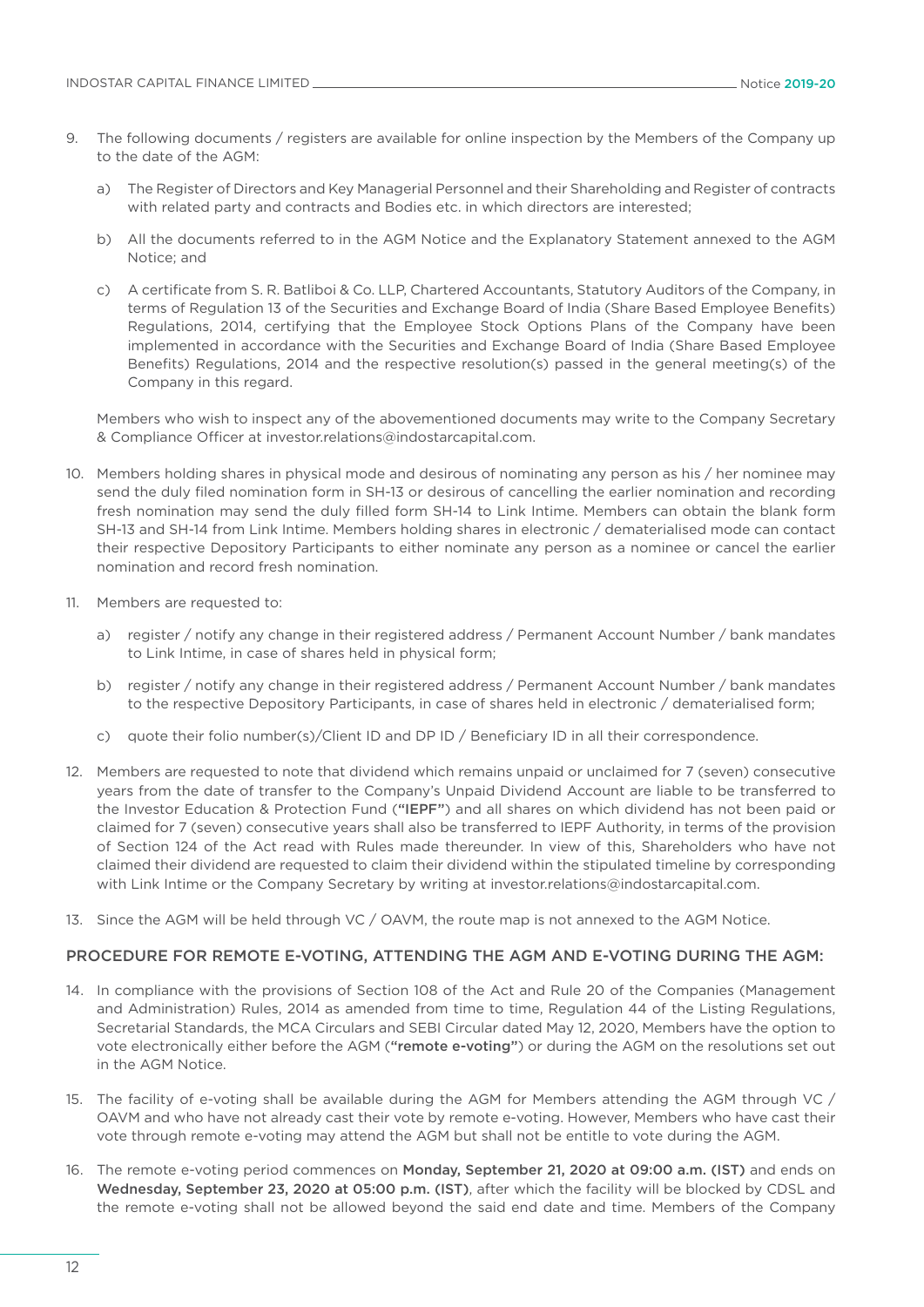9. The following documents / registers are available for online inspection by the Members of the Company up to the date of the AGM:

   a) The Register of Directors and Key Managerial Personnel and their Shareholding and Register of contracts with related party and contracts and Bodies etc. in which directors are interested;

   b) All the documents referred to in the AGM Notice and the Explanatory Statement annexed to the AGM Notice; and

   c) A certificate from S. R. Batliboi & Co. LLP, Chartered Accountants, Statutory Auditors of the Company, in terms of Regulation 13 of the Securities and Exchange Board of India (Share Based Employee Benefits) Regulations, 2014, certifying that the Employee Stock Options Plans of the Company have been implemented in accordance with the Securities and Exchange Board of India (Share Based Employee Benefits) Regulations, 2014 and the respective resolution(s) passed in the general meeting(s) of the Company in this regard.

   Members who wish to inspect any of the abovementioned documents may write to the Company Secretary & Compliance Officer at investor.relations@indostarcapital.com.

10. Members holding shares in physical mode and desirous of nominating any person as his / her nominee may send the duly filed nomination form in SH-13 or desirous of cancelling the earlier nomination and recording fresh nomination may send the duly filled form SH-14 to Link Intime. Members can obtain the blank form SH-13 and SH-14 from Link Intime. Members holding shares in electronic / dematerialised mode can contact their respective Depository Participants to either nominate any person as a nominee or cancel the earlier nomination and record fresh nomination.

11. Members are requested to:

    a) register / notify any change in their registered address / Permanent Account Number / bank mandates to Link Intime, in case of shares held in physical form;

    b) register / notify any change in their registered address / Permanent Account Number / bank mandates to the respective Depository Participants, in case of shares held in electronic / dematerialised form;

    c) quote their folio number(s)/Client ID and DP ID / Beneficiary ID in all their correspondence.

12. Members are requested to note that dividend which remains unpaid or unclaimed for 7 (seven) consecutive years from the date of transfer to the Company's Unpaid Dividend Account are liable to be transferred to the Investor Education & Protection Fund (**"IEPF"**) and all shares on which dividend has not been paid or claimed for 7 (seven) consecutive years shall also be transferred to IEPF Authority, in terms of the provision of Section 124 of the Act read with Rules made thereunder. In view of this, Shareholders who have not claimed their dividend are requested to claim their dividend within the stipulated timeline by corresponding with Link Intime or the Company Secretary by writing at investor.relations@indostarcapital.com.

13. Since the AGM will be held through VC / OAVM, the route map is not annexed to the AGM Notice.

## PROCEDURE FOR REMOTE E-VOTING, ATTENDING THE AGM AND E-VOTING DURING THE AGM:

14. In compliance with the provisions of Section 108 of the Act and Rule 20 of the Companies (Management and Administration) Rules, 2014 as amended from time to time, Regulation 44 of the Listing Regulations, Secretarial Standards, the MCA Circulars and SEBI Circular dated May 12, 2020, Members have the option to vote electronically either before the AGM (**"remote e-voting"**) or during the AGM on the resolutions set out in the AGM Notice.

15. The facility of e-voting shall be available during the AGM for Members attending the AGM through VC / OAVM and who have not already cast their vote by remote e-voting. However, Members who have cast their vote through remote e-voting may attend the AGM but shall not be entitle to vote during the AGM.

16. The remote e-voting period commences on **Monday, September 21, 2020 at 09:00 a.m. (IST)** and ends on **Wednesday, September 23, 2020 at 05:00 p.m. (IST)**, after which the facility will be blocked by CDSL and the remote e-voting shall not be allowed beyond the said end date and time. Members of the Company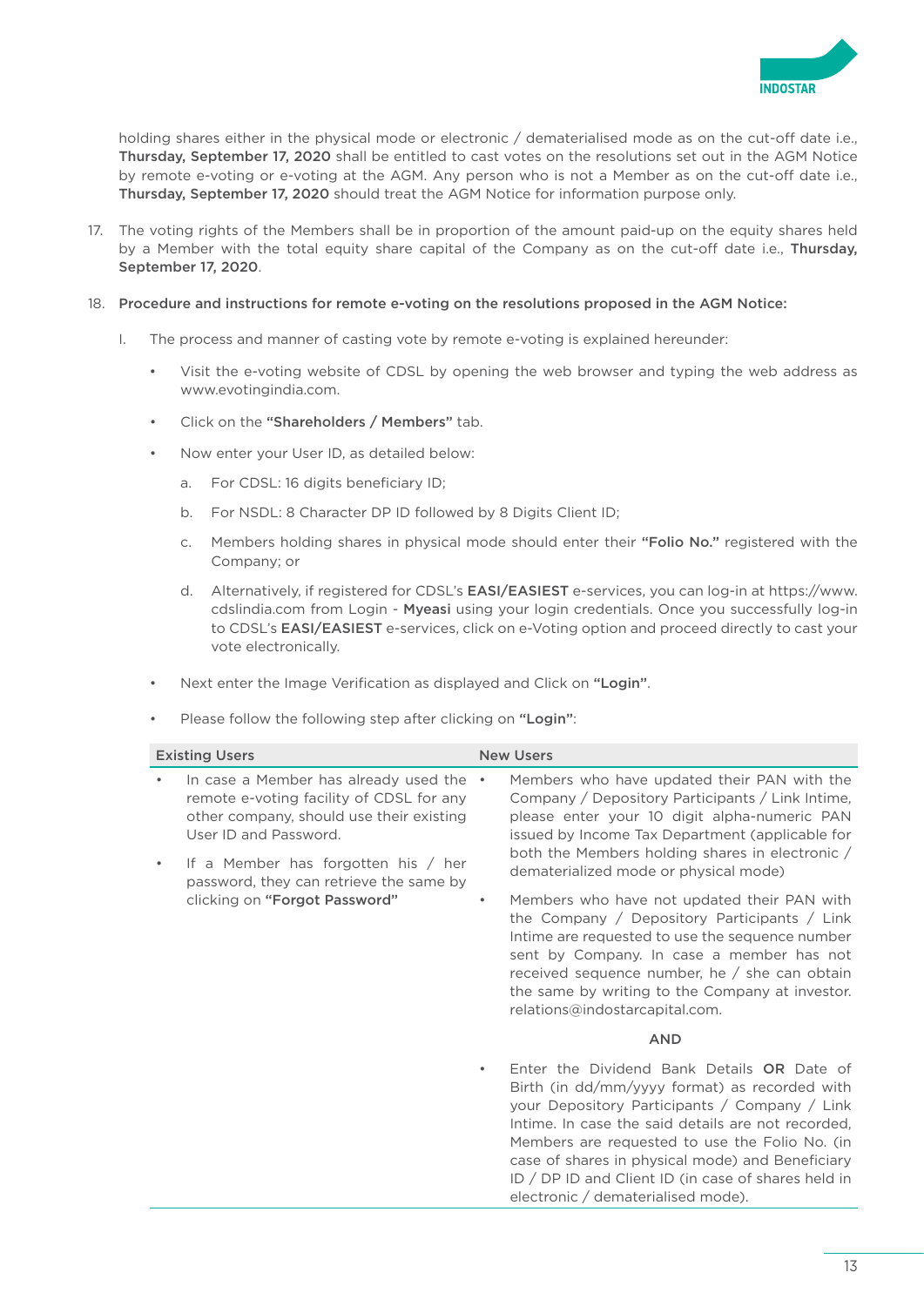holding shares either in the physical mode or electronic / dematerialised mode as on the cut-off date i.e., **Thursday, September 17, 2020** shall be entitled to cast votes on the resolutions set out in the AGM Notice by remote e-voting or e-voting at the AGM. Any person who is not a Member as on the cut-off date i.e., **Thursday, September 17, 2020** should treat the AGM Notice for information purpose only.

17. The voting rights of the Members shall be in proportion of the amount paid-up on the equity shares held by a Member with the total equity share capital of the Company as on the cut-off date i.e., **Thursday, September 17, 2020**.

18. **Procedure and instructions for remote e-voting on the resolutions proposed in the AGM Notice:**

    I. The process and manner of casting vote by remote e-voting is explained hereunder:

    - Visit the e-voting website of CDSL by opening the web browser and typing the web address as www.evotingindia.com.
    - Click on the **"Shareholders / Members"** tab.
    - Now enter your User ID, as detailed below:
        a. For CDSL: 16 digits beneficiary ID;
        b. For NSDL: 8 Character DP ID followed by 8 Digits Client ID;
        c. Members holding shares in physical mode should enter their **"Folio No."** registered with the Company; or
        d. Alternatively, if registered for CDSL's **EASI/EASIEST** e-services, you can log-in at https://www.cdslindia.com from Login - **Myeasi** using your login credentials. Once you successfully log-in to CDSL's **EASI/EASIEST** e-services, click on e-Voting option and proceed directly to cast your vote electronically.
    - Next enter the Image Verification as displayed and Click on **"Login"**.
    - Please follow the following step after clicking on **"Login"**:

| Existing Users | New Users |
|---|---|
| • In case a Member has already used the remote e-voting facility of CDSL for any other company, should use their existing User ID and Password.<br>• If a Member has forgotten his / her password, they can retrieve the same by clicking on **"Forgot Password"** | • Members who have updated their PAN with the Company / Depository Participants / Link Intime, please enter your 10 digit alpha-numeric PAN issued by Income Tax Department (applicable for both the Members holding shares in electronic / dematerialized mode or physical mode)<br>• Members who have not updated their PAN with the Company / Depository Participants / Link Intime are requested to use the sequence number sent by Company. In case a member has not received sequence number, he / she can obtain the same by writing to the Company at investor.relations@indostarcapital.com.<br>**AND**<br>• Enter the Dividend Bank Details **OR** Date of Birth (in dd/mm/yyyy format) as recorded with your Depository Participants / Company / Link Intime. In case the said details are not recorded, Members are requested to use the Folio No. (in case of shares in physical mode) and Beneficiary ID / DP ID and Client ID (in case of shares held in electronic / dematerialised mode). |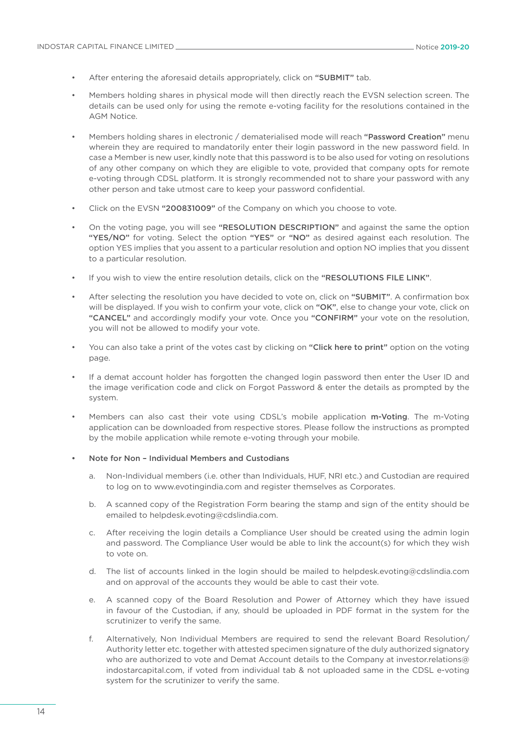- After entering the aforesaid details appropriately, click on **"SUBMIT"** tab.
- Members holding shares in physical mode will then directly reach the EVSN selection screen. The details can be used only for using the remote e-voting facility for the resolutions contained in the AGM Notice.
- Members holding shares in electronic / dematerialised mode will reach **"Password Creation"** menu wherein they are required to mandatorily enter their login password in the new password field. In case a Member is new user, kindly note that this password is to be also used for voting on resolutions of any other company on which they are eligible to vote, provided that company opts for remote e-voting through CDSL platform. It is strongly recommended not to share your password with any other person and take utmost care to keep your password confidential.
- Click on the EVSN **"200831009"** of the Company on which you choose to vote.
- On the voting page, you will see **"RESOLUTION DESCRIPTION"** and against the same the option **"YES/NO"** for voting. Select the option **"YES"** or **"NO"** as desired against each resolution. The option YES implies that you assent to a particular resolution and option NO implies that you dissent to a particular resolution.
- If you wish to view the entire resolution details, click on the **"RESOLUTIONS FILE LINK"**.
- After selecting the resolution you have decided to vote on, click on **"SUBMIT"**. A confirmation box will be displayed. If you wish to confirm your vote, click on **"OK"**, else to change your vote, click on **"CANCEL"** and accordingly modify your vote. Once you **"CONFIRM"** your vote on the resolution, you will not be allowed to modify your vote.
- You can also take a print of the votes cast by clicking on **"Click here to print"** option on the voting page.
- If a demat account holder has forgotten the changed login password then enter the User ID and the image verification code and click on Forgot Password & enter the details as prompted by the system.
- Members can also cast their vote using CDSL's mobile application **m-Voting**. The m-Voting application can be downloaded from respective stores. Please follow the instructions as prompted by the mobile application while remote e-voting through your mobile.
- Note for Non – Individual Members and Custodians

  a. Non-Individual members (i.e. other than Individuals, HUF, NRI etc.) and Custodian are required to log on to www.evotingindia.com and register themselves as Corporates.

  b. A scanned copy of the Registration Form bearing the stamp and sign of the entity should be emailed to helpdesk.evoting@cdslindia.com.

  c. After receiving the login details a Compliance User should be created using the admin login and password. The Compliance User would be able to link the account(s) for which they wish to vote on.

  d. The list of accounts linked in the login should be mailed to helpdesk.evoting@cdslindia.com and on approval of the accounts they would be able to cast their vote.

  e. A scanned copy of the Board Resolution and Power of Attorney which they have issued in favour of the Custodian, if any, should be uploaded in PDF format in the system for the scrutinizer to verify the same.

  f. Alternatively, Non Individual Members are required to send the relevant Board Resolution/ Authority letter etc. together with attested specimen signature of the duly authorized signatory who are authorized to vote and Demat Account details to the Company at investor.relations@indostarcapital.com, if voted from individual tab & not uploaded same in the CDSL e-voting system for the scrutinizer to verify the same.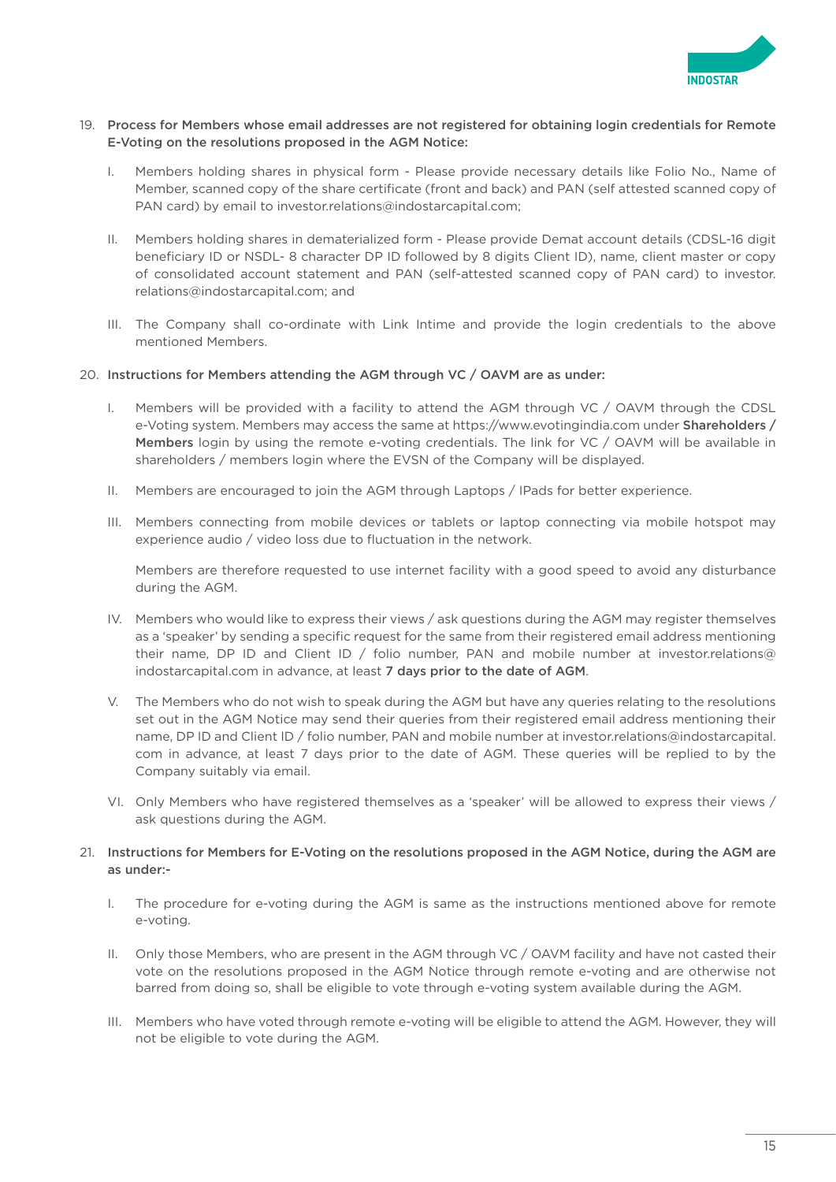19. **Process for Members whose email addresses are not registered for obtaining login credentials for Remote E-Voting on the resolutions proposed in the AGM Notice:**

    I. Members holding shares in physical form - Please provide necessary details like Folio No., Name of Member, scanned copy of the share certificate (front and back) and PAN (self attested scanned copy of PAN card) by email to investor.relations@indostarcapital.com;

    II. Members holding shares in dematerialized form - Please provide Demat account details (CDSL-16 digit beneficiary ID or NSDL- 8 character DP ID followed by 8 digits Client ID), name, client master or copy of consolidated account statement and PAN (self-attested scanned copy of PAN card) to investor.relations@indostarcapital.com; and

    III. The Company shall co-ordinate with Link Intime and provide the login credentials to the above mentioned Members.

20. **Instructions for Members attending the AGM through VC / OAVM are as under:**

    I. Members will be provided with a facility to attend the AGM through VC / OAVM through the CDSL e-Voting system. Members may access the same at https://www.evotingindia.com under **Shareholders / Members** login by using the remote e-voting credentials. The link for VC / OAVM will be available in shareholders / members login where the EVSN of the Company will be displayed.

    II. Members are encouraged to join the AGM through Laptops / IPads for better experience.

    III. Members connecting from mobile devices or tablets or laptop connecting via mobile hotspot may experience audio / video loss due to fluctuation in the network.

       Members are therefore requested to use internet facility with a good speed to avoid any disturbance during the AGM.

    IV. Members who would like to express their views / ask questions during the AGM may register themselves as a 'speaker' by sending a specific request for the same from their registered email address mentioning their name, DP ID and Client ID / folio number, PAN and mobile number at investor.relations@indostarcapital.com in advance, at least **7 days prior to the date of AGM**.

    V. The Members who do not wish to speak during the AGM but have any queries relating to the resolutions set out in the AGM Notice may send their queries from their registered email address mentioning their name, DP ID and Client ID / folio number, PAN and mobile number at investor.relations@indostarcapital.com in advance, at least 7 days prior to the date of AGM. These queries will be replied to by the Company suitably via email.

    VI. Only Members who have registered themselves as a 'speaker' will be allowed to express their views / ask questions during the AGM.

21. **Instructions for Members for E-Voting on the resolutions proposed in the AGM Notice, during the AGM are as under:-**

    I. The procedure for e-voting during the AGM is same as the instructions mentioned above for remote e-voting.

    II. Only those Members, who are present in the AGM through VC / OAVM facility and have not casted their vote on the resolutions proposed in the AGM Notice through remote e-voting and are otherwise not barred from doing so, shall be eligible to vote through e-voting system available during the AGM.

    III. Members who have voted through remote e-voting will be eligible to attend the AGM. However, they will not be eligible to vote during the AGM.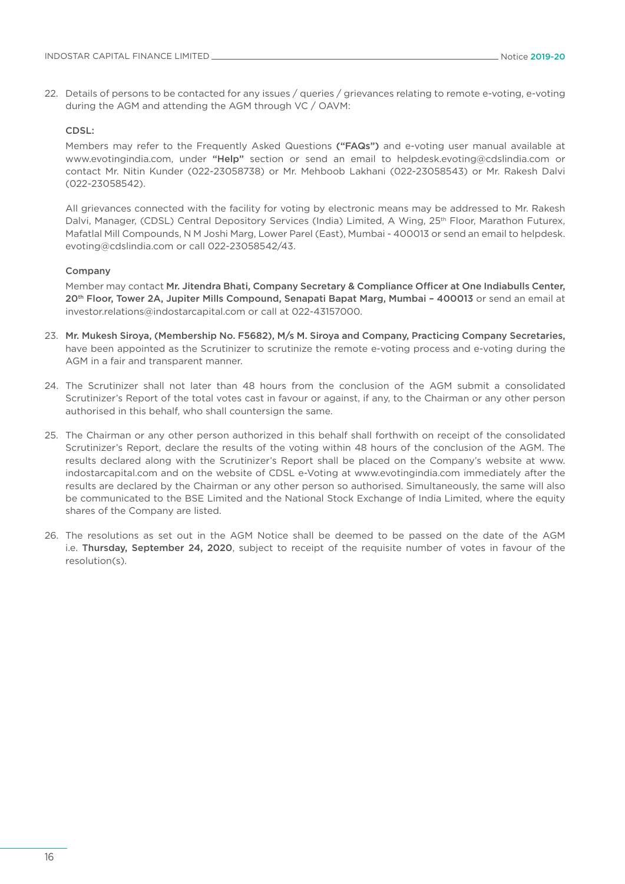22. Details of persons to be contacted for any issues / queries / grievances relating to remote e-voting, e-voting during the AGM and attending the AGM through VC / OAVM:

    **CDSL:**

    Members may refer to the Frequently Asked Questions **("FAQs")** and e-voting user manual available at www.evotingindia.com, under **"Help"** section or send an email to helpdesk.evoting@cdslindia.com or contact Mr. Nitin Kunder (022-23058738) or Mr. Mehboob Lakhani (022-23058543) or Mr. Rakesh Dalvi (022-23058542).

    All grievances connected with the facility for voting by electronic means may be addressed to Mr. Rakesh Dalvi, Manager, (CDSL) Central Depository Services (India) Limited, A Wing, 25th Floor, Marathon Futurex, Mafatlal Mill Compounds, N M Joshi Marg, Lower Parel (East), Mumbai - 400013 or send an email to helpdesk.evoting@cdslindia.com or call 022-23058542/43.

    **Company**

    Member may contact **Mr. Jitendra Bhati, Company Secretary & Compliance Officer at One Indiabulls Center, 20th Floor, Tower 2A, Jupiter Mills Compound, Senapati Bapat Marg, Mumbai – 400013** or send an email at investor.relations@indostarcapital.com or call at 022-43157000.

23. **Mr. Mukesh Siroya, (Membership No. F5682), M/s M. Siroya and Company, Practicing Company Secretaries,** have been appointed as the Scrutinizer to scrutinize the remote e-voting process and e-voting during the AGM in a fair and transparent manner.

24. The Scrutinizer shall not later than 48 hours from the conclusion of the AGM submit a consolidated Scrutinizer's Report of the total votes cast in favour or against, if any, to the Chairman or any other person authorised in this behalf, who shall countersign the same.

25. The Chairman or any other person authorized in this behalf shall forthwith on receipt of the consolidated Scrutinizer's Report, declare the results of the voting within 48 hours of the conclusion of the AGM. The results declared along with the Scrutinizer's Report shall be placed on the Company's website at www.indostarcapital.com and on the website of CDSL e-Voting at www.evotingindia.com immediately after the results are declared by the Chairman or any other person so authorised. Simultaneously, the same will also be communicated to the BSE Limited and the National Stock Exchange of India Limited, where the equity shares of the Company are listed.

26. The resolutions as set out in the AGM Notice shall be deemed to be passed on the date of the AGM i.e. **Thursday, September 24, 2020**, subject to receipt of the requisite number of votes in favour of the resolution(s).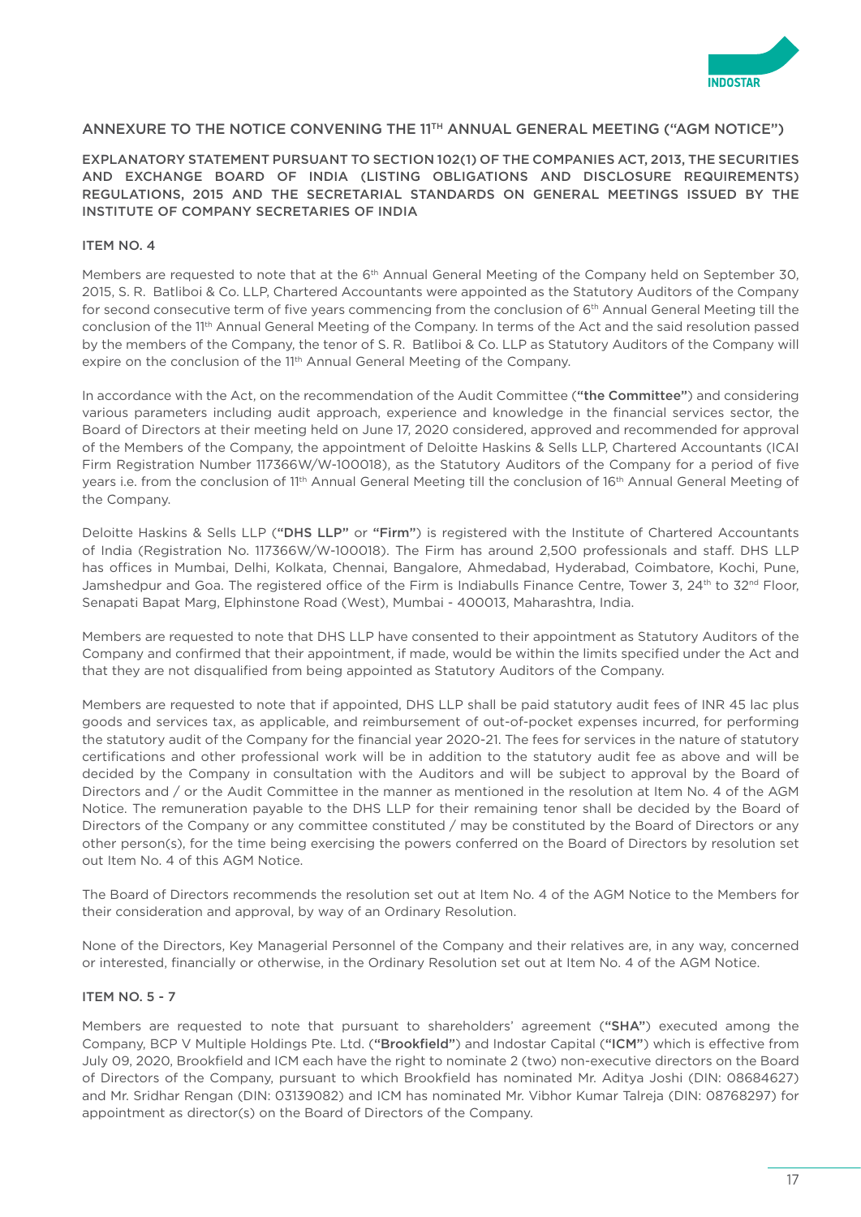## ANNEXURE TO THE NOTICE CONVENING THE 11TH ANNUAL GENERAL MEETING ("AGM NOTICE")

### EXPLANATORY STATEMENT PURSUANT TO SECTION 102(1) OF THE COMPANIES ACT, 2013, THE SECURITIES AND EXCHANGE BOARD OF INDIA (LISTING OBLIGATIONS AND DISCLOSURE REQUIREMENTS) REGULATIONS, 2015 AND THE SECRETARIAL STANDARDS ON GENERAL MEETINGS ISSUED BY THE INSTITUTE OF COMPANY SECRETARIES OF INDIA

#### ITEM NO. 4

Members are requested to note that at the 6th Annual General Meeting of the Company held on September 30, 2015, S. R. Batliboi & Co. LLP, Chartered Accountants were appointed as the Statutory Auditors of the Company for second consecutive term of five years commencing from the conclusion of 6th Annual General Meeting till the conclusion of the 11th Annual General Meeting of the Company. In terms of the Act and the said resolution passed by the members of the Company, the tenor of S. R. Batliboi & Co. LLP as Statutory Auditors of the Company will expire on the conclusion of the 11th Annual General Meeting of the Company.

In accordance with the Act, on the recommendation of the Audit Committee (**"the Committee"**) and considering various parameters including audit approach, experience and knowledge in the financial services sector, the Board of Directors at their meeting held on June 17, 2020 considered, approved and recommended for approval of the Members of the Company, the appointment of Deloitte Haskins & Sells LLP, Chartered Accountants (ICAI Firm Registration Number 117366W/W-100018), as the Statutory Auditors of the Company for a period of five years i.e. from the conclusion of 11th Annual General Meeting till the conclusion of 16th Annual General Meeting of the Company.

Deloitte Haskins & Sells LLP (**"DHS LLP"** or **"Firm"**) is registered with the Institute of Chartered Accountants of India (Registration No. 117366W/W-100018). The Firm has around 2,500 professionals and staff. DHS LLP has offices in Mumbai, Delhi, Kolkata, Chennai, Bangalore, Ahmedabad, Hyderabad, Coimbatore, Kochi, Pune, Jamshedpur and Goa. The registered office of the Firm is Indiabulls Finance Centre, Tower 3, 24th to 32nd Floor, Senapati Bapat Marg, Elphinstone Road (West), Mumbai - 400013, Maharashtra, India.

Members are requested to note that DHS LLP have consented to their appointment as Statutory Auditors of the Company and confirmed that their appointment, if made, would be within the limits specified under the Act and that they are not disqualified from being appointed as Statutory Auditors of the Company.

Members are requested to note that if appointed, DHS LLP shall be paid statutory audit fees of INR 45 lac plus goods and services tax, as applicable, and reimbursement of out-of-pocket expenses incurred, for performing the statutory audit of the Company for the financial year 2020-21. The fees for services in the nature of statutory certifications and other professional work will be in addition to the statutory audit fee as above and will be decided by the Company in consultation with the Auditors and will be subject to approval by the Board of Directors and / or the Audit Committee in the manner as mentioned in the resolution at Item No. 4 of the AGM Notice. The remuneration payable to the DHS LLP for their remaining tenor shall be decided by the Board of Directors of the Company or any committee constituted / may be constituted by the Board of Directors or any other person(s), for the time being exercising the powers conferred on the Board of Directors by resolution set out Item No. 4 of this AGM Notice.

The Board of Directors recommends the resolution set out at Item No. 4 of the AGM Notice to the Members for their consideration and approval, by way of an Ordinary Resolution.

None of the Directors, Key Managerial Personnel of the Company and their relatives are, in any way, concerned or interested, financially or otherwise, in the Ordinary Resolution set out at Item No. 4 of the AGM Notice.

#### ITEM NO. 5 - 7

Members are requested to note that pursuant to shareholders' agreement (**"SHA"**) executed among the Company, BCP V Multiple Holdings Pte. Ltd. (**"Brookfield"**) and Indostar Capital (**"ICM"**) which is effective from July 09, 2020, Brookfield and ICM each have the right to nominate 2 (two) non-executive directors on the Board of Directors of the Company, pursuant to which Brookfield has nominated Mr. Aditya Joshi (DIN: 08684627) and Mr. Sridhar Rengan (DIN: 03139082) and ICM has nominated Mr. Vibhor Kumar Talreja (DIN: 08768297) for appointment as director(s) on the Board of Directors of the Company.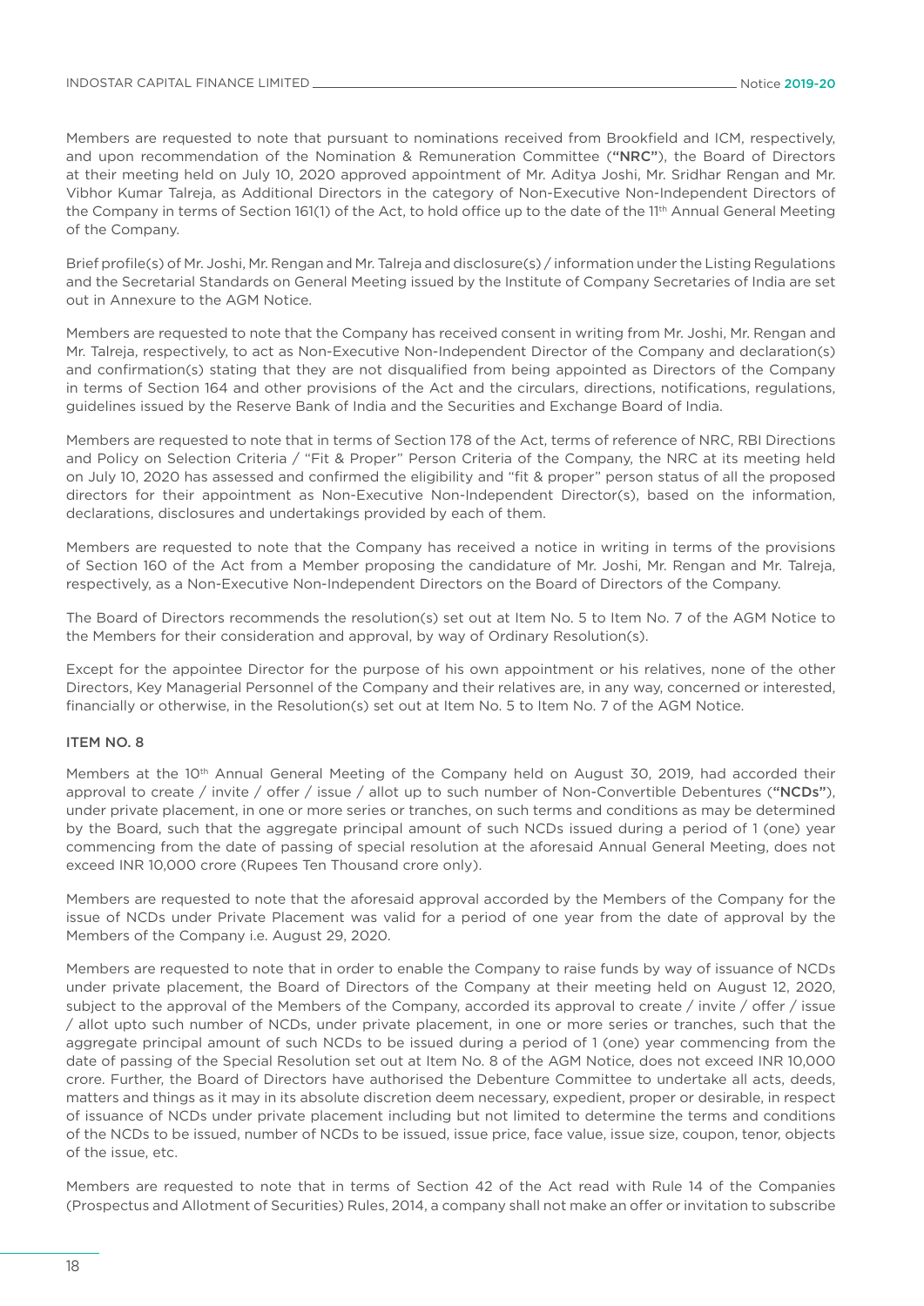Members are requested to note that pursuant to nominations received from Brookfield and ICM, respectively, and upon recommendation of the Nomination & Remuneration Committee (**"NRC"**), the Board of Directors at their meeting held on July 10, 2020 approved appointment of Mr. Aditya Joshi, Mr. Sridhar Rengan and Mr. Vibhor Kumar Talreja, as Additional Directors in the category of Non-Executive Non-Independent Directors of the Company in terms of Section 161(1) of the Act, to hold office up to the date of the 11th Annual General Meeting of the Company.

Brief profile(s) of Mr. Joshi, Mr. Rengan and Mr. Talreja and disclosure(s) / information under the Listing Regulations and the Secretarial Standards on General Meeting issued by the Institute of Company Secretaries of India are set out in Annexure to the AGM Notice.

Members are requested to note that the Company has received consent in writing from Mr. Joshi, Mr. Rengan and Mr. Talreja, respectively, to act as Non-Executive Non-Independent Director of the Company and declaration(s) and confirmation(s) stating that they are not disqualified from being appointed as Directors of the Company in terms of Section 164 and other provisions of the Act and the circulars, directions, notifications, regulations, guidelines issued by the Reserve Bank of India and the Securities and Exchange Board of India.

Members are requested to note that in terms of Section 178 of the Act, terms of reference of NRC, RBI Directions and Policy on Selection Criteria / "Fit & Proper" Person Criteria of the Company, the NRC at its meeting held on July 10, 2020 has assessed and confirmed the eligibility and "fit & proper" person status of all the proposed directors for their appointment as Non-Executive Non-Independent Director(s), based on the information, declarations, disclosures and undertakings provided by each of them.

Members are requested to note that the Company has received a notice in writing in terms of the provisions of Section 160 of the Act from a Member proposing the candidature of Mr. Joshi, Mr. Rengan and Mr. Talreja, respectively, as a Non-Executive Non-Independent Directors on the Board of Directors of the Company.

The Board of Directors recommends the resolution(s) set out at Item No. 5 to Item No. 7 of the AGM Notice to the Members for their consideration and approval, by way of Ordinary Resolution(s).

Except for the appointee Director for the purpose of his own appointment or his relatives, none of the other Directors, Key Managerial Personnel of the Company and their relatives are, in any way, concerned or interested, financially or otherwise, in the Resolution(s) set out at Item No. 5 to Item No. 7 of the AGM Notice.

**ITEM NO. 8**

Members at the 10th Annual General Meeting of the Company held on August 30, 2019, had accorded their approval to create / invite / offer / issue / allot up to such number of Non-Convertible Debentures (**"NCDs"**), under private placement, in one or more series or tranches, on such terms and conditions as may be determined by the Board, such that the aggregate principal amount of such NCDs issued during a period of 1 (one) year commencing from the date of passing of special resolution at the aforesaid Annual General Meeting, does not exceed INR 10,000 crore (Rupees Ten Thousand crore only).

Members are requested to note that the aforesaid approval accorded by the Members of the Company for the issue of NCDs under Private Placement was valid for a period of one year from the date of approval by the Members of the Company i.e. August 29, 2020.

Members are requested to note that in order to enable the Company to raise funds by way of issuance of NCDs under private placement, the Board of Directors of the Company at their meeting held on August 12, 2020, subject to the approval of the Members of the Company, accorded its approval to create / invite / offer / issue / allot upto such number of NCDs, under private placement, in one or more series or tranches, such that the aggregate principal amount of such NCDs to be issued during a period of 1 (one) year commencing from the date of passing of the Special Resolution set out at Item No. 8 of the AGM Notice, does not exceed INR 10,000 crore. Further, the Board of Directors have authorised the Debenture Committee to undertake all acts, deeds, matters and things as it may in its absolute discretion deem necessary, expedient, proper or desirable, in respect of issuance of NCDs under private placement including but not limited to determine the terms and conditions of the NCDs to be issued, number of NCDs to be issued, issue price, face value, issue size, coupon, tenor, objects of the issue, etc.

Members are requested to note that in terms of Section 42 of the Act read with Rule 14 of the Companies (Prospectus and Allotment of Securities) Rules, 2014, a company shall not make an offer or invitation to subscribe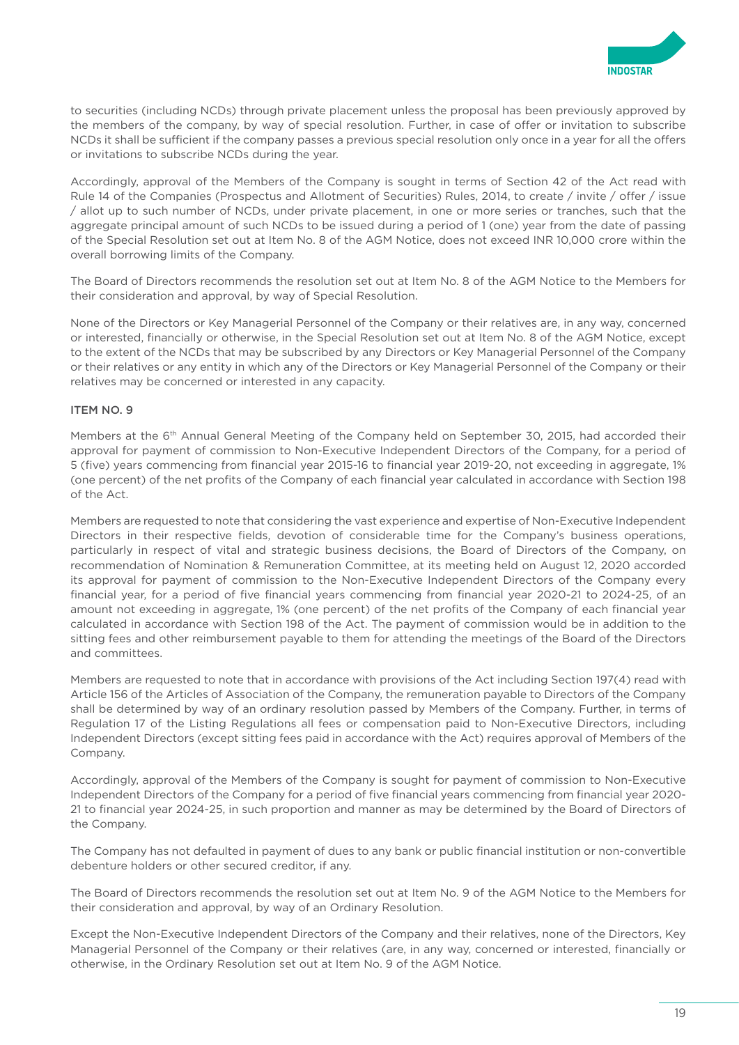to securities (including NCDs) through private placement unless the proposal has been previously approved by the members of the company, by way of special resolution. Further, in case of offer or invitation to subscribe NCDs it shall be sufficient if the company passes a previous special resolution only once in a year for all the offers or invitations to subscribe NCDs during the year.

Accordingly, approval of the Members of the Company is sought in terms of Section 42 of the Act read with Rule 14 of the Companies (Prospectus and Allotment of Securities) Rules, 2014, to create / invite / offer / issue / allot up to such number of NCDs, under private placement, in one or more series or tranches, such that the aggregate principal amount of such NCDs to be issued during a period of 1 (one) year from the date of passing of the Special Resolution set out at Item No. 8 of the AGM Notice, does not exceed INR 10,000 crore within the overall borrowing limits of the Company.

The Board of Directors recommends the resolution set out at Item No. 8 of the AGM Notice to the Members for their consideration and approval, by way of Special Resolution.

None of the Directors or Key Managerial Personnel of the Company or their relatives are, in any way, concerned or interested, financially or otherwise, in the Special Resolution set out at Item No. 8 of the AGM Notice, except to the extent of the NCDs that may be subscribed by any Directors or Key Managerial Personnel of the Company or their relatives or any entity in which any of the Directors or Key Managerial Personnel of the Company or their relatives may be concerned or interested in any capacity.

### ITEM NO. 9

Members at the 6th Annual General Meeting of the Company held on September 30, 2015, had accorded their approval for payment of commission to Non-Executive Independent Directors of the Company, for a period of 5 (five) years commencing from financial year 2015-16 to financial year 2019-20, not exceeding in aggregate, 1% (one percent) of the net profits of the Company of each financial year calculated in accordance with Section 198 of the Act.

Members are requested to note that considering the vast experience and expertise of Non-Executive Independent Directors in their respective fields, devotion of considerable time for the Company's business operations, particularly in respect of vital and strategic business decisions, the Board of Directors of the Company, on recommendation of Nomination & Remuneration Committee, at its meeting held on August 12, 2020 accorded its approval for payment of commission to the Non-Executive Independent Directors of the Company every financial year, for a period of five financial years commencing from financial year 2020-21 to 2024-25, of an amount not exceeding in aggregate, 1% (one percent) of the net profits of the Company of each financial year calculated in accordance with Section 198 of the Act. The payment of commission would be in addition to the sitting fees and other reimbursement payable to them for attending the meetings of the Board of the Directors and committees.

Members are requested to note that in accordance with provisions of the Act including Section 197(4) read with Article 156 of the Articles of Association of the Company, the remuneration payable to Directors of the Company shall be determined by way of an ordinary resolution passed by Members of the Company. Further, in terms of Regulation 17 of the Listing Regulations all fees or compensation paid to Non-Executive Directors, including Independent Directors (except sitting fees paid in accordance with the Act) requires approval of Members of the Company.

Accordingly, approval of the Members of the Company is sought for payment of commission to Non-Executive Independent Directors of the Company for a period of five financial years commencing from financial year 2020-21 to financial year 2024-25, in such proportion and manner as may be determined by the Board of Directors of the Company.

The Company has not defaulted in payment of dues to any bank or public financial institution or non-convertible debenture holders or other secured creditor, if any.

The Board of Directors recommends the resolution set out at Item No. 9 of the AGM Notice to the Members for their consideration and approval, by way of an Ordinary Resolution.

Except the Non-Executive Independent Directors of the Company and their relatives, none of the Directors, Key Managerial Personnel of the Company or their relatives (are, in any way, concerned or interested, financially or otherwise, in the Ordinary Resolution set out at Item No. 9 of the AGM Notice.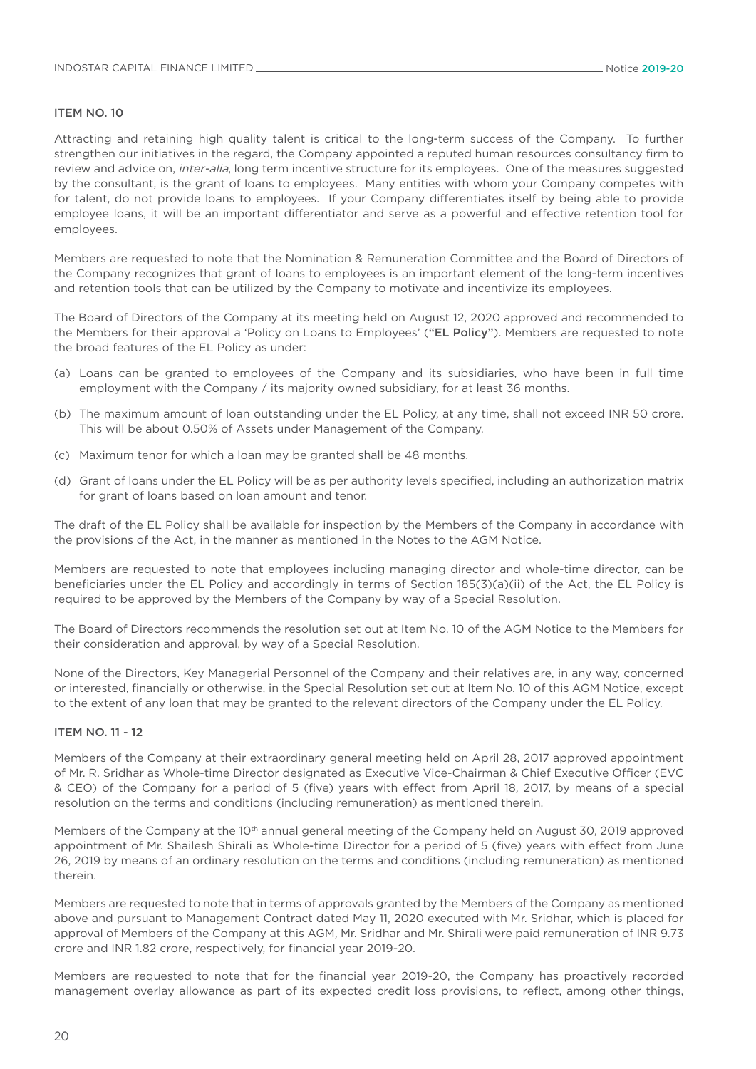### ITEM NO. 10

Attracting and retaining high quality talent is critical to the long-term success of the Company. To further strengthen our initiatives in the regard, the Company appointed a reputed human resources consultancy firm to review and advice on, *inter-alia*, long term incentive structure for its employees. One of the measures suggested by the consultant, is the grant of loans to employees. Many entities with whom your Company competes with for talent, do not provide loans to employees. If your Company differentiates itself by being able to provide employee loans, it will be an important differentiator and serve as a powerful and effective retention tool for employees.

Members are requested to note that the Nomination & Remuneration Committee and the Board of Directors of the Company recognizes that grant of loans to employees is an important element of the long-term incentives and retention tools that can be utilized by the Company to motivate and incentivize its employees.

The Board of Directors of the Company at its meeting held on August 12, 2020 approved and recommended to the Members for their approval a 'Policy on Loans to Employees' (**"EL Policy"**). Members are requested to note the broad features of the EL Policy as under:

(a) Loans can be granted to employees of the Company and its subsidiaries, who have been in full time employment with the Company / its majority owned subsidiary, for at least 36 months.

(b) The maximum amount of loan outstanding under the EL Policy, at any time, shall not exceed INR 50 crore. This will be about 0.50% of Assets under Management of the Company.

(c) Maximum tenor for which a loan may be granted shall be 48 months.

(d) Grant of loans under the EL Policy will be as per authority levels specified, including an authorization matrix for grant of loans based on loan amount and tenor.

The draft of the EL Policy shall be available for inspection by the Members of the Company in accordance with the provisions of the Act, in the manner as mentioned in the Notes to the AGM Notice.

Members are requested to note that employees including managing director and whole-time director, can be beneficiaries under the EL Policy and accordingly in terms of Section 185(3)(a)(ii) of the Act, the EL Policy is required to be approved by the Members of the Company by way of a Special Resolution.

The Board of Directors recommends the resolution set out at Item No. 10 of the AGM Notice to the Members for their consideration and approval, by way of a Special Resolution.

None of the Directors, Key Managerial Personnel of the Company and their relatives are, in any way, concerned or interested, financially or otherwise, in the Special Resolution set out at Item No. 10 of this AGM Notice, except to the extent of any loan that may be granted to the relevant directors of the Company under the EL Policy.

### ITEM NO. 11 - 12

Members of the Company at their extraordinary general meeting held on April 28, 2017 approved appointment of Mr. R. Sridhar as Whole-time Director designated as Executive Vice-Chairman & Chief Executive Officer (EVC & CEO) of the Company for a period of 5 (five) years with effect from April 18, 2017, by means of a special resolution on the terms and conditions (including remuneration) as mentioned therein.

Members of the Company at the 10th annual general meeting of the Company held on August 30, 2019 approved appointment of Mr. Shailesh Shirali as Whole-time Director for a period of 5 (five) years with effect from June 26, 2019 by means of an ordinary resolution on the terms and conditions (including remuneration) as mentioned therein.

Members are requested to note that in terms of approvals granted by the Members of the Company as mentioned above and pursuant to Management Contract dated May 11, 2020 executed with Mr. Sridhar, which is placed for approval of Members of the Company at this AGM, Mr. Sridhar and Mr. Shirali were paid remuneration of INR 9.73 crore and INR 1.82 crore, respectively, for financial year 2019-20.

Members are requested to note that for the financial year 2019-20, the Company has proactively recorded management overlay allowance as part of its expected credit loss provisions, to reflect, among other things,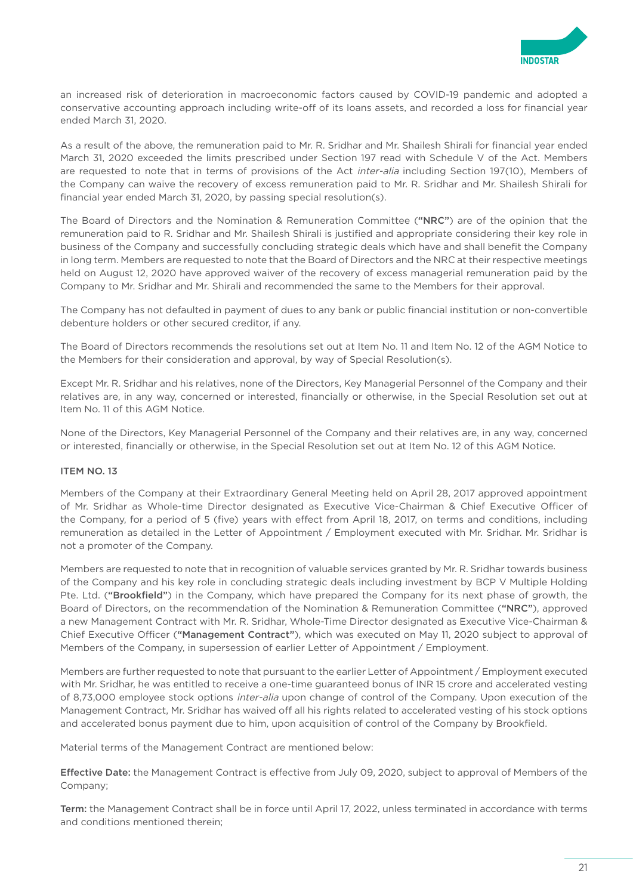an increased risk of deterioration in macroeconomic factors caused by COVID-19 pandemic and adopted a conservative accounting approach including write-off of its loans assets, and recorded a loss for financial year ended March 31, 2020.

As a result of the above, the remuneration paid to Mr. R. Sridhar and Mr. Shailesh Shirali for financial year ended March 31, 2020 exceeded the limits prescribed under Section 197 read with Schedule V of the Act. Members are requested to note that in terms of provisions of the Act *inter-alia* including Section 197(10), Members of the Company can waive the recovery of excess remuneration paid to Mr. R. Sridhar and Mr. Shailesh Shirali for financial year ended March 31, 2020, by passing special resolution(s).

The Board of Directors and the Nomination & Remuneration Committee (**"NRC"**) are of the opinion that the remuneration paid to R. Sridhar and Mr. Shailesh Shirali is justified and appropriate considering their key role in business of the Company and successfully concluding strategic deals which have and shall benefit the Company in long term. Members are requested to note that the Board of Directors and the NRC at their respective meetings held on August 12, 2020 have approved waiver of the recovery of excess managerial remuneration paid by the Company to Mr. Sridhar and Mr. Shirali and recommended the same to the Members for their approval.

The Company has not defaulted in payment of dues to any bank or public financial institution or non-convertible debenture holders or other secured creditor, if any.

The Board of Directors recommends the resolutions set out at Item No. 11 and Item No. 12 of the AGM Notice to the Members for their consideration and approval, by way of Special Resolution(s).

Except Mr. R. Sridhar and his relatives, none of the Directors, Key Managerial Personnel of the Company and their relatives are, in any way, concerned or interested, financially or otherwise, in the Special Resolution set out at Item No. 11 of this AGM Notice.

None of the Directors, Key Managerial Personnel of the Company and their relatives are, in any way, concerned or interested, financially or otherwise, in the Special Resolution set out at Item No. 12 of this AGM Notice.

### ITEM NO. 13

Members of the Company at their Extraordinary General Meeting held on April 28, 2017 approved appointment of Mr. Sridhar as Whole-time Director designated as Executive Vice-Chairman & Chief Executive Officer of the Company, for a period of 5 (five) years with effect from April 18, 2017, on terms and conditions, including remuneration as detailed in the Letter of Appointment / Employment executed with Mr. Sridhar. Mr. Sridhar is not a promoter of the Company.

Members are requested to note that in recognition of valuable services granted by Mr. R. Sridhar towards business of the Company and his key role in concluding strategic deals including investment by BCP V Multiple Holding Pte. Ltd. (**"Brookfield"**) in the Company, which have prepared the Company for its next phase of growth, the Board of Directors, on the recommendation of the Nomination & Remuneration Committee (**"NRC"**), approved a new Management Contract with Mr. R. Sridhar, Whole-Time Director designated as Executive Vice-Chairman & Chief Executive Officer (**"Management Contract"**), which was executed on May 11, 2020 subject to approval of Members of the Company, in supersession of earlier Letter of Appointment / Employment.

Members are further requested to note that pursuant to the earlier Letter of Appointment / Employment executed with Mr. Sridhar, he was entitled to receive a one-time guaranteed bonus of INR 15 crore and accelerated vesting of 8,73,000 employee stock options *inter-alia* upon change of control of the Company. Upon execution of the Management Contract, Mr. Sridhar has waived off all his rights related to accelerated vesting of his stock options and accelerated bonus payment due to him, upon acquisition of control of the Company by Brookfield.

Material terms of the Management Contract are mentioned below:

**Effective Date:** the Management Contract is effective from July 09, 2020, subject to approval of Members of the Company;

**Term:** the Management Contract shall be in force until April 17, 2022, unless terminated in accordance with terms and conditions mentioned therein;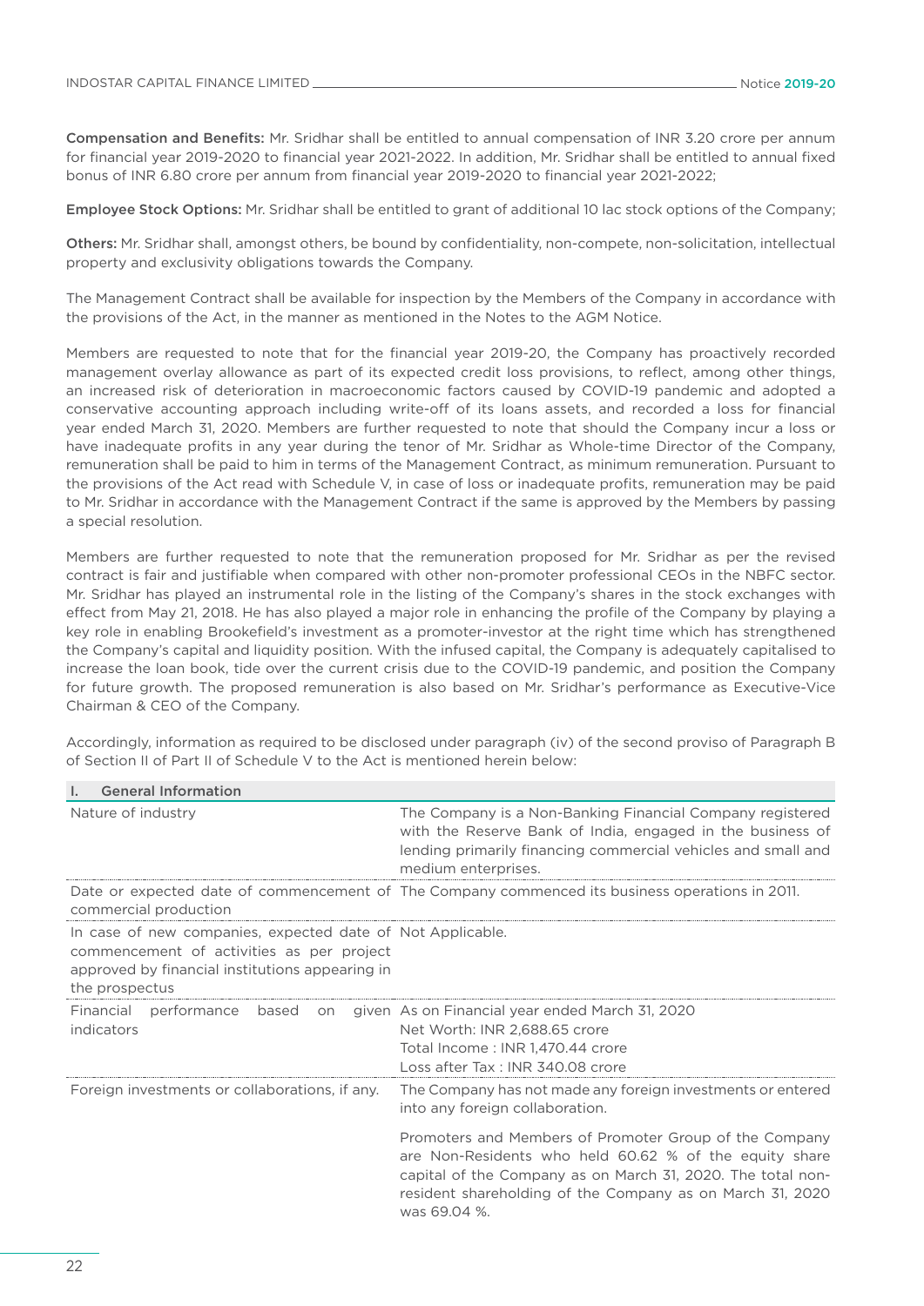**Compensation and Benefits:** Mr. Sridhar shall be entitled to annual compensation of INR 3.20 crore per annum for financial year 2019-2020 to financial year 2021-2022. In addition, Mr. Sridhar shall be entitled to annual fixed bonus of INR 6.80 crore per annum from financial year 2019-2020 to financial year 2021-2022;

**Employee Stock Options:** Mr. Sridhar shall be entitled to grant of additional 10 lac stock options of the Company;

**Others:** Mr. Sridhar shall, amongst others, be bound by confidentiality, non-compete, non-solicitation, intellectual property and exclusivity obligations towards the Company.

The Management Contract shall be available for inspection by the Members of the Company in accordance with the provisions of the Act, in the manner as mentioned in the Notes to the AGM Notice.

Members are requested to note that for the financial year 2019-20, the Company has proactively recorded management overlay allowance as part of its expected credit loss provisions, to reflect, among other things, an increased risk of deterioration in macroeconomic factors caused by COVID-19 pandemic and adopted a conservative accounting approach including write-off of its loans assets, and recorded a loss for financial year ended March 31, 2020. Members are further requested to note that should the Company incur a loss or have inadequate profits in any year during the tenor of Mr. Sridhar as Whole-time Director of the Company, remuneration shall be paid to him in terms of the Management Contract, as minimum remuneration. Pursuant to the provisions of the Act read with Schedule V, in case of loss or inadequate profits, remuneration may be paid to Mr. Sridhar in accordance with the Management Contract if the same is approved by the Members by passing a special resolution.

Members are further requested to note that the remuneration proposed for Mr. Sridhar as per the revised contract is fair and justifiable when compared with other non-promoter professional CEOs in the NBFC sector. Mr. Sridhar has played an instrumental role in the listing of the Company's shares in the stock exchanges with effect from May 21, 2018. He has also played a major role in enhancing the profile of the Company by playing a key role in enabling Brookefield's investment as a promoter-investor at the right time which has strengthened the Company's capital and liquidity position. With the infused capital, the Company is adequately capitalised to increase the loan book, tide over the current crisis due to the COVID-19 pandemic, and position the Company for future growth. The proposed remuneration is also based on Mr. Sridhar's performance as Executive-Vice Chairman & CEO of the Company.

Accordingly, information as required to be disclosed under paragraph (iv) of the second proviso of Paragraph B of Section II of Part II of Schedule V to the Act is mentioned herein below:

| I. General Information | |
|---|---|
| Nature of industry | The Company is a Non-Banking Financial Company registered with the Reserve Bank of India, engaged in the business of lending primarily financing commercial vehicles and small and medium enterprises. |
| Date or expected date of commencement of commercial production | The Company commenced its business operations in 2011. |
| In case of new companies, expected date of commencement of activities as per project approved by financial institutions appearing in the prospectus | Not Applicable. |
| Financial performance based on given indicators | As on Financial year ended March 31, 2020<br>Net Worth: INR 2,688.65 crore<br>Total Income : INR 1,470.44 crore<br>Loss after Tax : INR 340.08 crore |
| Foreign investments or collaborations, if any. | The Company has not made any foreign investments or entered into any foreign collaboration.<br><br>Promoters and Members of Promoter Group of the Company are Non-Residents who held 60.62 % of the equity share capital of the Company as on March 31, 2020. The total non-resident shareholding of the Company as on March 31, 2020 was 69.04 %. |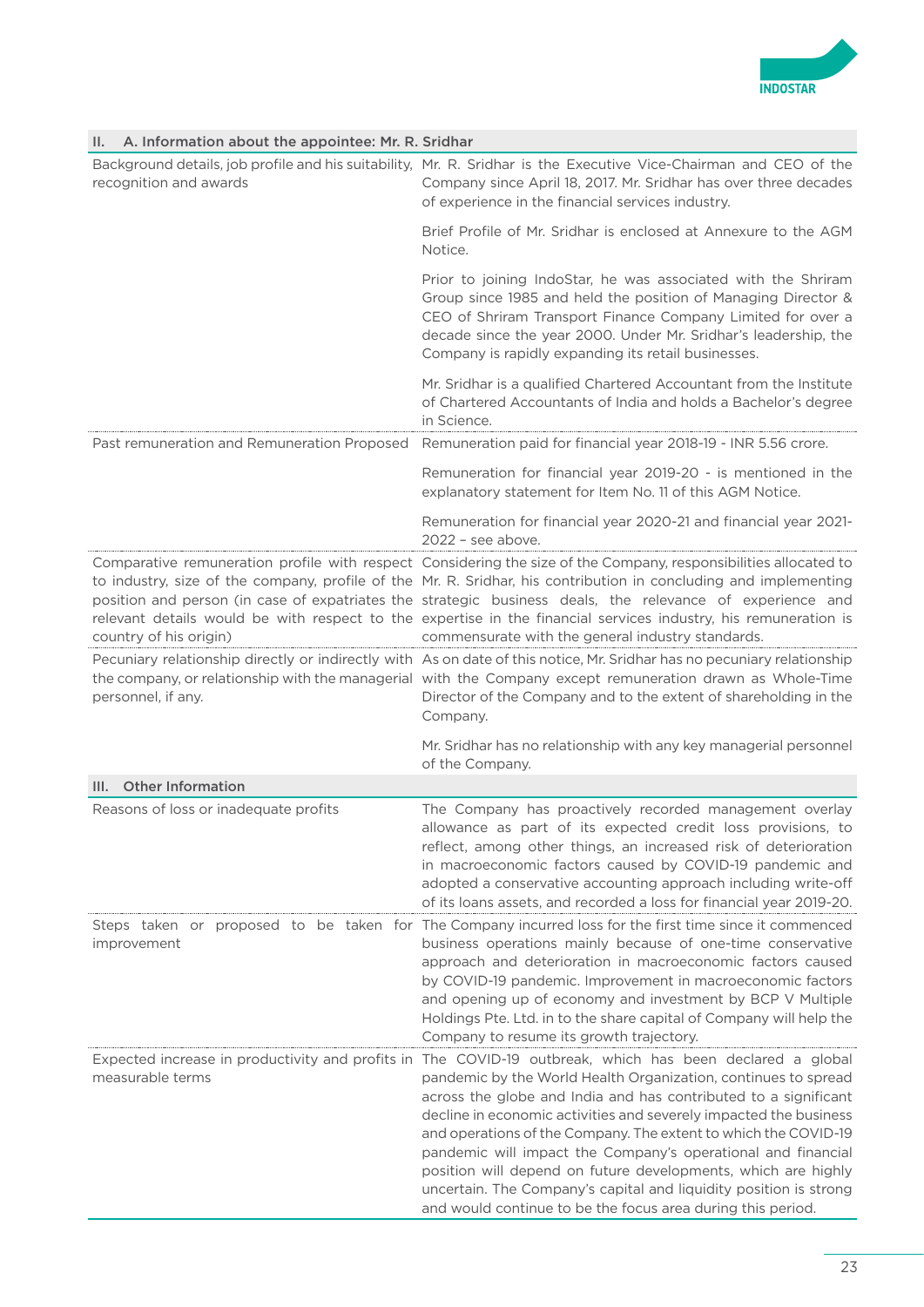| II. A. Information about the appointee: Mr. R. Sridhar | |
|---|---|
| Background details, job profile and his suitability, recognition and awards | Mr. R. Sridhar is the Executive Vice-Chairman and CEO of the Company since April 18, 2017. Mr. Sridhar has over three decades of experience in the financial services industry.<br><br>Brief Profile of Mr. Sridhar is enclosed at Annexure to the AGM Notice.<br><br>Prior to joining IndoStar, he was associated with the Shriram Group since 1985 and held the position of Managing Director & CEO of Shriram Transport Finance Company Limited for over a decade since the year 2000. Under Mr. Sridhar's leadership, the Company is rapidly expanding its retail businesses.<br><br>Mr. Sridhar is a qualified Chartered Accountant from the Institute of Chartered Accountants of India and holds a Bachelor's degree in Science. |
| Past remuneration and Remuneration Proposed | Remuneration paid for financial year 2018-19 - INR 5.56 crore.<br><br>Remuneration for financial year 2019-20 - is mentioned in the explanatory statement for Item No. 11 of this AGM Notice.<br><br>Remuneration for financial year 2020-21 and financial year 2021-2022 – see above. |
| Comparative remuneration profile with respect to industry, size of the company, profile of the position and person (in case of expatriates the relevant details would be with respect to the country of his origin) | Considering the size of the Company, responsibilities allocated to Mr. R. Sridhar, his contribution in concluding and implementing strategic business deals, the relevance of experience and expertise in the financial services industry, his remuneration is commensurate with the general industry standards. |
| Pecuniary relationship directly or indirectly with the company, or relationship with the managerial personnel, if any. | As on date of this notice, Mr. Sridhar has no pecuniary relationship with the Company except remuneration drawn as Whole-Time Director of the Company and to the extent of shareholding in the Company.<br><br>Mr. Sridhar has no relationship with any key managerial personnel of the Company. |
| **III. Other Information** | |
| Reasons of loss or inadequate profits | The Company has proactively recorded management overlay allowance as part of its expected credit loss provisions, to reflect, among other things, an increased risk of deterioration in macroeconomic factors caused by COVID-19 pandemic and adopted a conservative accounting approach including write-off of its loans assets, and recorded a loss for financial year 2019-20. |
| Steps taken or proposed to be taken for improvement | The Company incurred loss for the first time since it commenced business operations mainly because of one-time conservative approach and deterioration in macroeconomic factors caused by COVID-19 pandemic. Improvement in macroeconomic factors and opening up of economy and investment by BCP V Multiple Holdings Pte. Ltd. in to the share capital of Company will help the Company to resume its growth trajectory. |
| Expected increase in productivity and profits in measurable terms | The COVID-19 outbreak, which has been declared a global pandemic by the World Health Organization, continues to spread across the globe and India and has contributed to a significant decline in economic activities and severely impacted the business and operations of the Company. The extent to which the COVID-19 pandemic will impact the Company's operational and financial position will depend on future developments, which are highly uncertain. The Company's capital and liquidity position is strong and would continue to be the focus area during this period. |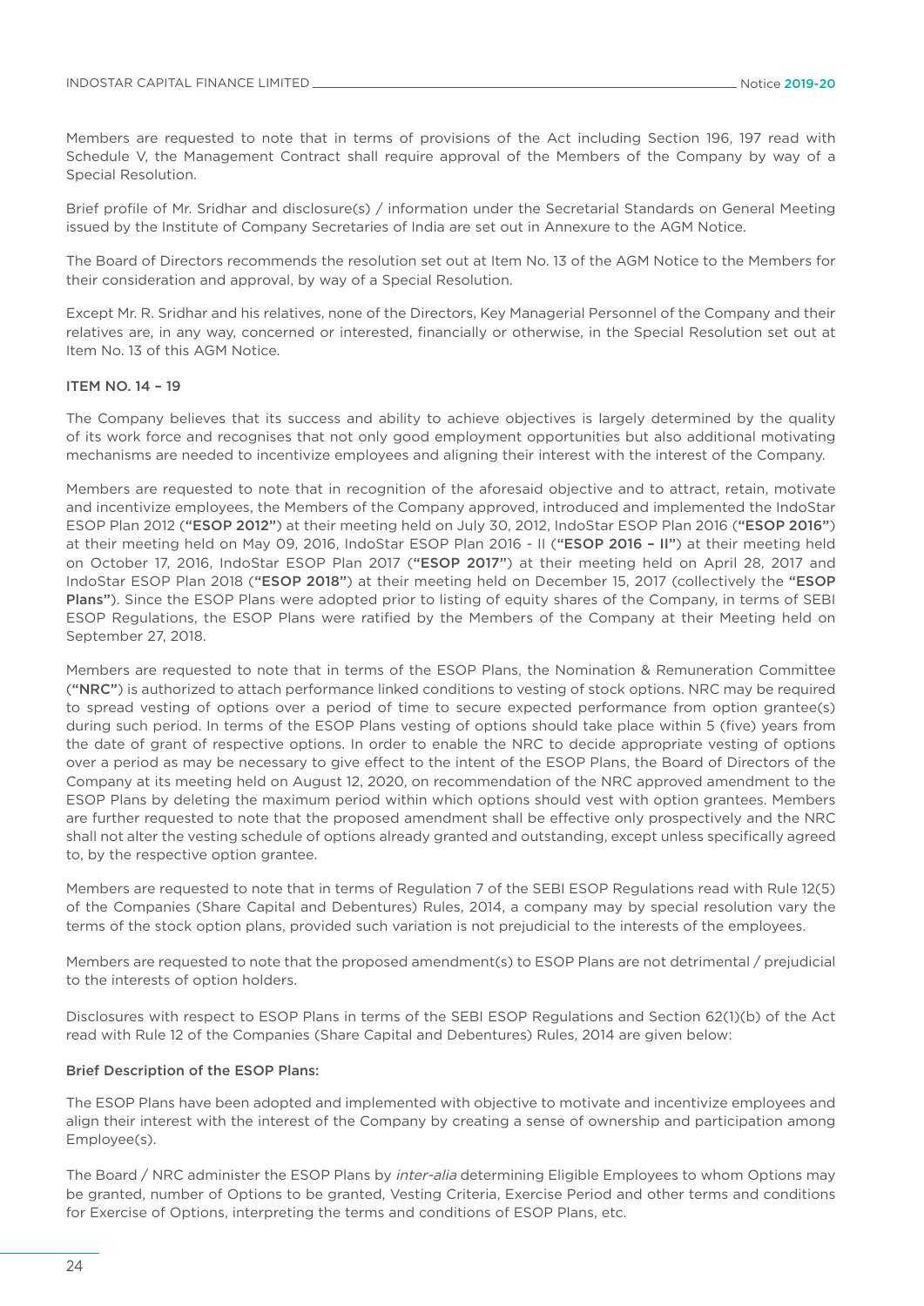Members are requested to note that in terms of provisions of the Act including Section 196, 197 read with Schedule V, the Management Contract shall require approval of the Members of the Company by way of a Special Resolution.

Brief profile of Mr. Sridhar and disclosure(s) / information under the Secretarial Standards on General Meeting issued by the Institute of Company Secretaries of India are set out in Annexure to the AGM Notice.

The Board of Directors recommends the resolution set out at Item No. 13 of the AGM Notice to the Members for their consideration and approval, by way of a Special Resolution.

Except Mr. R. Sridhar and his relatives, none of the Directors, Key Managerial Personnel of the Company and their relatives are, in any way, concerned or interested, financially or otherwise, in the Special Resolution set out at Item No. 13 of this AGM Notice.

### ITEM NO. 14 – 19

The Company believes that its success and ability to achieve objectives is largely determined by the quality of its work force and recognises that not only good employment opportunities but also additional motivating mechanisms are needed to incentivize employees and aligning their interest with the interest of the Company.

Members are requested to note that in recognition of the aforesaid objective and to attract, retain, motivate and incentivize employees, the Members of the Company approved, introduced and implemented the IndoStar ESOP Plan 2012 (**"ESOP 2012"**) at their meeting held on July 30, 2012, IndoStar ESOP Plan 2016 (**"ESOP 2016"**) at their meeting held on May 09, 2016, IndoStar ESOP Plan 2016 - II (**"ESOP 2016 – II"**) at their meeting held on October 17, 2016, IndoStar ESOP Plan 2017 (**"ESOP 2017"**) at their meeting held on April 28, 2017 and IndoStar ESOP Plan 2018 (**"ESOP 2018"**) at their meeting held on December 15, 2017 (collectively the **"ESOP Plans"**). Since the ESOP Plans were adopted prior to listing of equity shares of the Company, in terms of SEBI ESOP Regulations, the ESOP Plans were ratified by the Members of the Company at their Meeting held on September 27, 2018.

Members are requested to note that in terms of the ESOP Plans, the Nomination & Remuneration Committee (**"NRC"**) is authorized to attach performance linked conditions to vesting of stock options. NRC may be required to spread vesting of options over a period of time to secure expected performance from option grantee(s) during such period. In terms of the ESOP Plans vesting of options should take place within 5 (five) years from the date of grant of respective options. In order to enable the NRC to decide appropriate vesting of options over a period as may be necessary to give effect to the intent of the ESOP Plans, the Board of Directors of the Company at its meeting held on August 12, 2020, on recommendation of the NRC approved amendment to the ESOP Plans by deleting the maximum period within which options should vest with option grantees. Members are further requested to note that the proposed amendment shall be effective only prospectively and the NRC shall not alter the vesting schedule of options already granted and outstanding, except unless specifically agreed to, by the respective option grantee.

Members are requested to note that in terms of Regulation 7 of the SEBI ESOP Regulations read with Rule 12(5) of the Companies (Share Capital and Debentures) Rules, 2014, a company may by special resolution vary the terms of the stock option plans, provided such variation is not prejudicial to the interests of the employees.

Members are requested to note that the proposed amendment(s) to ESOP Plans are not detrimental / prejudicial to the interests of option holders.

Disclosures with respect to ESOP Plans in terms of the SEBI ESOP Regulations and Section 62(1)(b) of the Act read with Rule 12 of the Companies (Share Capital and Debentures) Rules, 2014 are given below:

**Brief Description of the ESOP Plans:**

The ESOP Plans have been adopted and implemented with objective to motivate and incentivize employees and align their interest with the interest of the Company by creating a sense of ownership and participation among Employee(s).

The Board / NRC administer the ESOP Plans by *inter-alia* determining Eligible Employees to whom Options may be granted, number of Options to be granted, Vesting Criteria, Exercise Period and other terms and conditions for Exercise of Options, interpreting the terms and conditions of ESOP Plans, etc.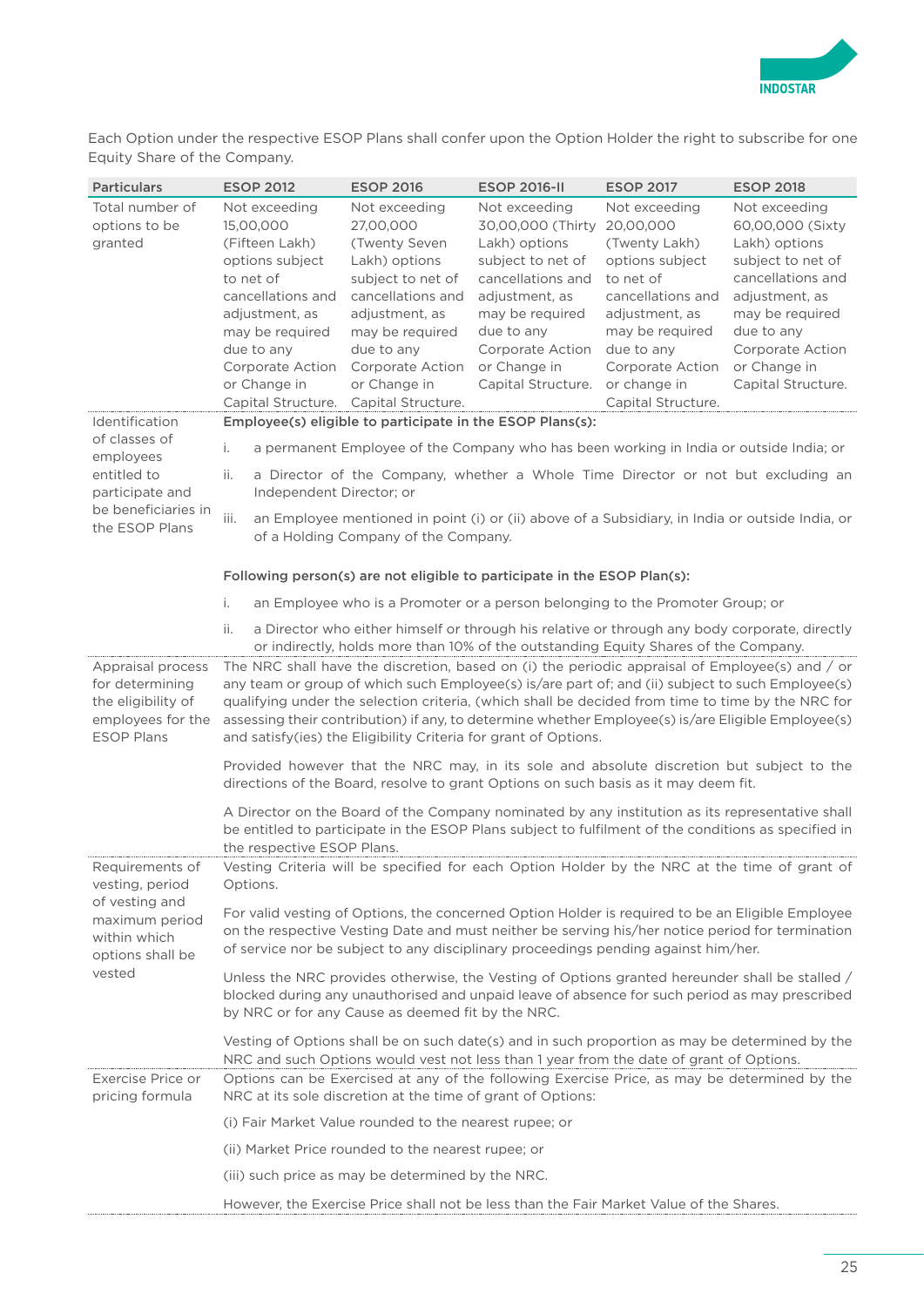Each Option under the respective ESOP Plans shall confer upon the Option Holder the right to subscribe for one Equity Share of the Company.

| Particulars | ESOP 2012 | ESOP 2016 | ESOP 2016-II | ESOP 2017 | ESOP 2018 |
|---|---|---|---|---|---|
| Total number of options to be granted | Not exceeding 15,00,000 (Fifteen Lakh) options subject to net of cancellations and adjustment, as may be required due to any Corporate Action or Change in Capital Structure. | Not exceeding 27,00,000 (Twenty Seven Lakh) options subject to net of cancellations and adjustment, as may be required due to any Corporate Action or Change in Capital Structure. | Not exceeding 30,00,000 (Thirty Lakh) options subject to net of cancellations and adjustment, as may be required due to any Corporate Action or Change in Capital Structure. | Not exceeding 20,00,000 (Twenty Lakh) options subject to net of cancellations and adjustment, as may be required due to any Corporate Action or change in Capital Structure. | Not exceeding 60,00,000 (Sixty Lakh) options subject to net of cancellations and adjustment, as may be required due to any Corporate Action or Change in Capital Structure. |
| Identification of classes of employees entitled to participate and be beneficiaries in the ESOP Plans | **Employee(s) eligible to participate in the ESOP Plans(s):**<br>i. a permanent Employee of the Company who has been working in India or outside India; or<br>ii. a Director of the Company, whether a Whole Time Director or not but excluding an Independent Director; or<br>iii. an Employee mentioned in point (i) or (ii) above of a Subsidiary, in India or outside India, or of a Holding Company of the Company.<br><br>**Following person(s) are not eligible to participate in the ESOP Plan(s):**<br>i. an Employee who is a Promoter or a person belonging to the Promoter Group; or<br>ii. a Director who either himself or through his relative or through any body corporate, directly or indirectly, holds more than 10% of the outstanding Equity Shares of the Company. | | | | |
| Appraisal process for determining the eligibility of employees for the ESOP Plans | The NRC shall have the discretion, based on (i) the periodic appraisal of Employee(s) and / or any team or group of which such Employee(s) is/are part of; and (ii) subject to such Employee(s) qualifying under the selection criteria, (which shall be decided from time to time by the NRC for assessing their contribution) if any, to determine whether Employee(s) is/are Eligible Employee(s) and satisfy(ies) the Eligibility Criteria for grant of Options.<br><br>Provided however that the NRC may, in its sole and absolute discretion but subject to the directions of the Board, resolve to grant Options on such basis as it may deem fit.<br><br>A Director on the Board of the Company nominated by any institution as its representative shall be entitled to participate in the ESOP Plans subject to fulfilment of the conditions as specified in the respective ESOP Plans. | | | | |
| Requirements of vesting, period of vesting and maximum period within which options shall be vested | Vesting Criteria will be specified for each Option Holder by the NRC at the time of grant of Options.<br><br>For valid vesting of Options, the concerned Option Holder is required to be an Eligible Employee on the respective Vesting Date and must neither be serving his/her notice period for termination of service nor be subject to any disciplinary proceedings pending against him/her.<br><br>Unless the NRC provides otherwise, the Vesting of Options granted hereunder shall be stalled / blocked during any unauthorised and unpaid leave of absence for such period as may prescribed by NRC or for any Cause as deemed fit by the NRC.<br><br>Vesting of Options shall be on such date(s) and in such proportion as may be determined by the NRC and such Options would vest not less than 1 year from the date of grant of Options. | | | | |
| Exercise Price or pricing formula | Options can be Exercised at any of the following Exercise Price, as may be determined by the NRC at its sole discretion at the time of grant of Options:<br><br>(i) Fair Market Value rounded to the nearest rupee; or<br><br>(ii) Market Price rounded to the nearest rupee; or<br><br>(iii) such price as may be determined by the NRC.<br><br>However, the Exercise Price shall not be less than the Fair Market Value of the Shares. | | | | |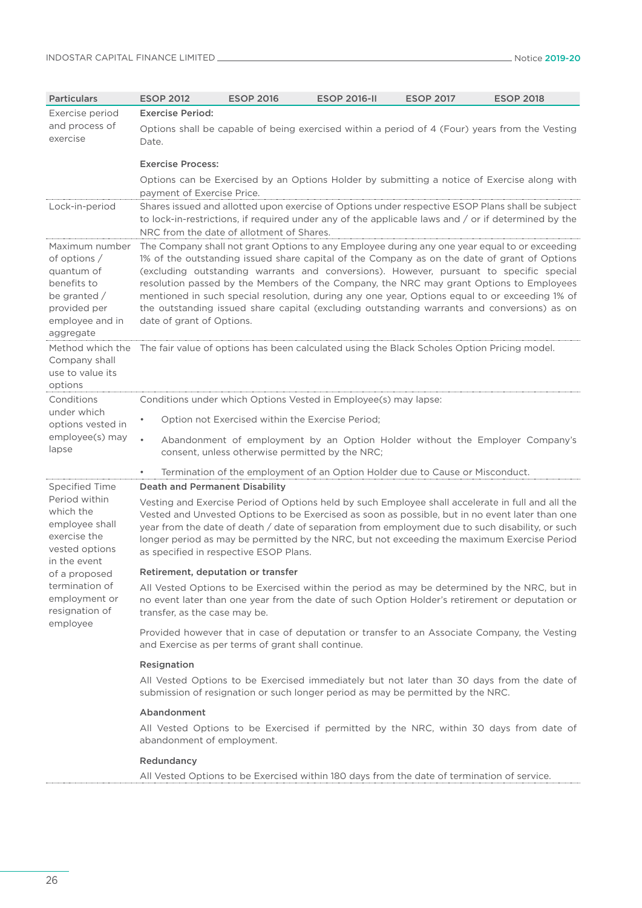| Particulars | ESOP 2012 | ESOP 2016 | ESOP 2016-II | ESOP 2017 | ESOP 2018 |
|---|---|---|---|---|---|
| Exercise period and process of exercise | **Exercise Period:**<br>Options shall be capable of being exercised within a period of 4 (Four) years from the Vesting Date.<br>**Exercise Process:**<br>Options can be Exercised by an Options Holder by submitting a notice of Exercise along with payment of Exercise Price. | | | | |
| Lock-in-period | Shares issued and allotted upon exercise of Options under respective ESOP Plans shall be subject to lock-in-restrictions, if required under any of the applicable laws and / or if determined by the NRC from the date of allotment of Shares. | | | | |
| Maximum number of options / quantum of benefits to be granted / provided per employee and in aggregate | The Company shall not grant Options to any Employee during any one year equal to or exceeding 1% of the outstanding issued share capital of the Company as on the date of grant of Options (excluding outstanding warrants and conversions). However, pursuant to specific special resolution passed by the Members of the Company, the NRC may grant Options to Employees mentioned in such special resolution, during any one year, Options equal to or exceeding 1% of the outstanding issued share capital (excluding outstanding warrants and conversions) as on date of grant of Options. | | | | |
| Method which the Company shall use to value its options | The fair value of options has been calculated using the Black Scholes Option Pricing model. | | | | |
| Conditions under which options vested in employee(s) may lapse | Conditions under which Options Vested in Employee(s) may lapse:<br>• Option not Exercised within the Exercise Period;<br>• Abandonment of employment by an Option Holder without the Employer Company's consent, unless otherwise permitted by the NRC;<br>• Termination of the employment of an Option Holder due to Cause or Misconduct. | | | | |
| Specified Time Period within which the employee shall exercise the vested options in the event of a proposed termination of employment or resignation of employee | **Death and Permanent Disability**<br>Vesting and Exercise Period of Options held by such Employee shall accelerate in full and all the Vested and Unvested Options to be Exercised as soon as possible, but in no event later than one year from the date of death / date of separation from employment due to such disability, or such longer period as may be permitted by the NRC, but not exceeding the maximum Exercise Period as specified in respective ESOP Plans.<br>**Retirement, deputation or transfer**<br>All Vested Options to be Exercised within the period as may be determined by the NRC, but in no event later than one year from the date of such Option Holder's retirement or deputation or transfer, as the case may be.<br>Provided however that in case of deputation or transfer to an Associate Company, the Vesting and Exercise as per terms of grant shall continue.<br>**Resignation**<br>All Vested Options to be Exercised immediately but not later than 30 days from the date of submission of resignation or such longer period as may be permitted by the NRC.<br>**Abandonment**<br>All Vested Options to be Exercised if permitted by the NRC, within 30 days from date of abandonment of employment.<br>**Redundancy**<br>All Vested Options to be Exercised within 180 days from the date of termination of service. | | | | |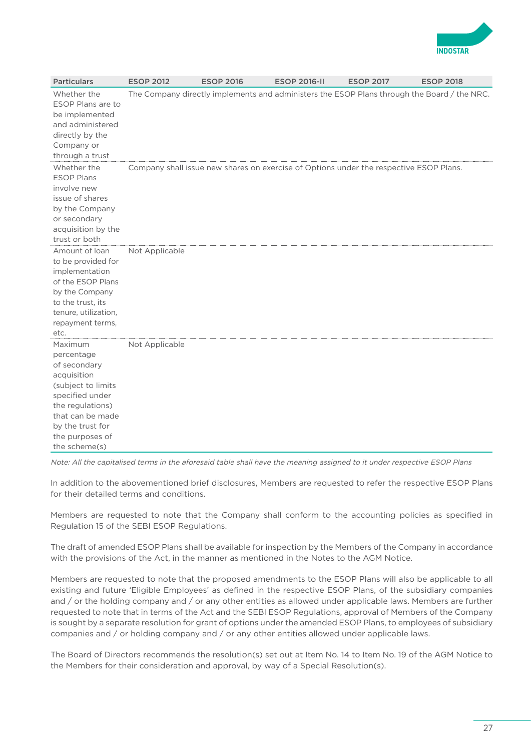| Particulars | ESOP 2012 | ESOP 2016 | ESOP 2016-II | ESOP 2017 | ESOP 2018 |
|---|---|---|---|---|---|
| Whether the ESOP Plans are to be implemented and administered directly by the Company or through a trust | The Company directly implements and administers the ESOP Plans through the Board / the NRC. | | | | |
| Whether the ESOP Plans involve new issue of shares by the Company or secondary acquisition by the trust or both | Company shall issue new shares on exercise of Options under the respective ESOP Plans. | | | | |
| Amount of loan to be provided for implementation of the ESOP Plans by the Company to the trust, its tenure, utilization, repayment terms, etc. | Not Applicable | | | | |
| Maximum percentage of secondary acquisition (subject to limits specified under the regulations) that can be made by the trust for the purposes of the scheme(s) | Not Applicable | | | | |

*Note: All the capitalised terms in the aforesaid table shall have the meaning assigned to it under respective ESOP Plans*

In addition to the abovementioned brief disclosures, Members are requested to refer the respective ESOP Plans for their detailed terms and conditions.

Members are requested to note that the Company shall conform to the accounting policies as specified in Regulation 15 of the SEBI ESOP Regulations.

The draft of amended ESOP Plans shall be available for inspection by the Members of the Company in accordance with the provisions of the Act, in the manner as mentioned in the Notes to the AGM Notice.

Members are requested to note that the proposed amendments to the ESOP Plans will also be applicable to all existing and future 'Eligible Employees' as defined in the respective ESOP Plans, of the subsidiary companies and / or the holding company and / or any other entities as allowed under applicable laws. Members are further requested to note that in terms of the Act and the SEBI ESOP Regulations, approval of Members of the Company is sought by a separate resolution for grant of options under the amended ESOP Plans, to employees of subsidiary companies and / or holding company and / or any other entities allowed under applicable laws.

The Board of Directors recommends the resolution(s) set out at Item No. 14 to Item No. 19 of the AGM Notice to the Members for their consideration and approval, by way of a Special Resolution(s).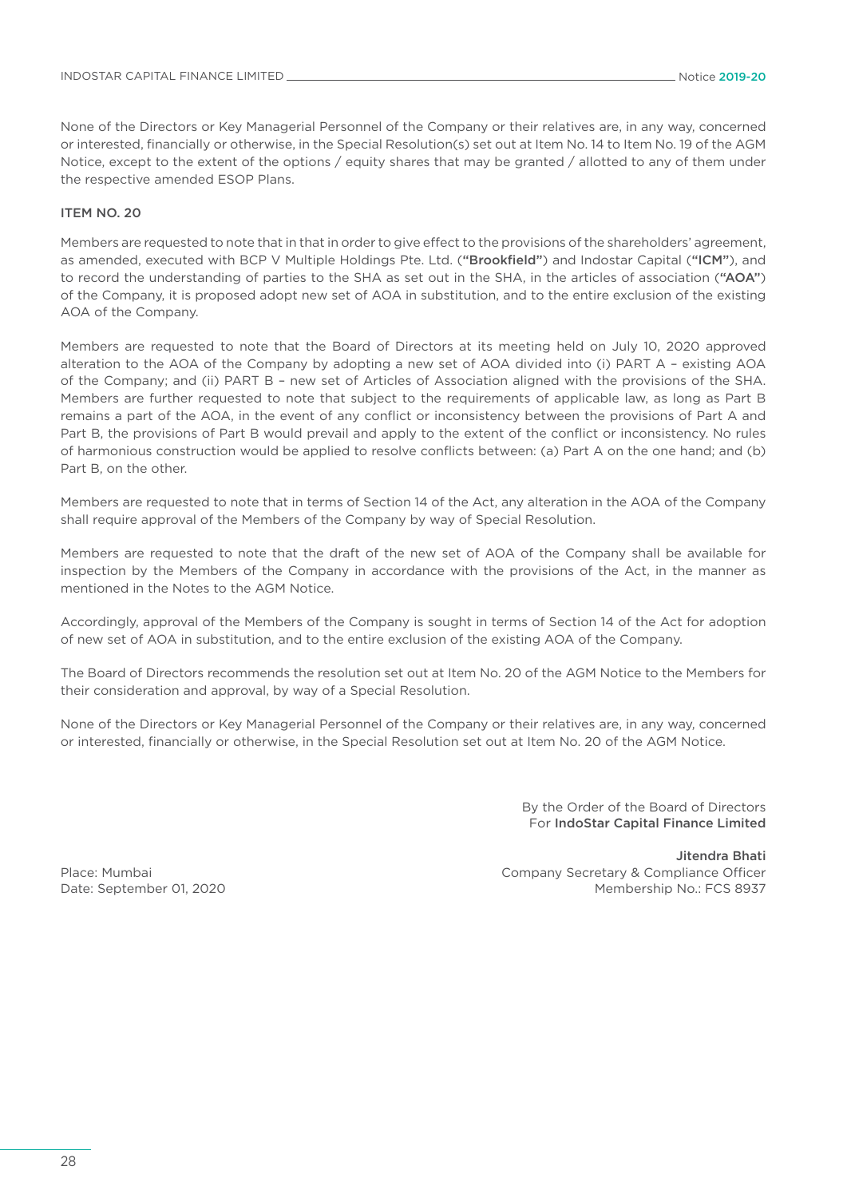None of the Directors or Key Managerial Personnel of the Company or their relatives are, in any way, concerned or interested, financially or otherwise, in the Special Resolution(s) set out at Item No. 14 to Item No. 19 of the AGM Notice, except to the extent of the options / equity shares that may be granted / allotted to any of them under the respective amended ESOP Plans.

### ITEM NO. 20

Members are requested to note that in that in order to give effect to the provisions of the shareholders' agreement, as amended, executed with BCP V Multiple Holdings Pte. Ltd. (**"Brookfield"**) and Indostar Capital (**"ICM"**), and to record the understanding of parties to the SHA as set out in the SHA, in the articles of association (**"AOA"**) of the Company, it is proposed adopt new set of AOA in substitution, and to the entire exclusion of the existing AOA of the Company.

Members are requested to note that the Board of Directors at its meeting held on July 10, 2020 approved alteration to the AOA of the Company by adopting a new set of AOA divided into (i) PART A – existing AOA of the Company; and (ii) PART B – new set of Articles of Association aligned with the provisions of the SHA. Members are further requested to note that subject to the requirements of applicable law, as long as Part B remains a part of the AOA, in the event of any conflict or inconsistency between the provisions of Part A and Part B, the provisions of Part B would prevail and apply to the extent of the conflict or inconsistency. No rules of harmonious construction would be applied to resolve conflicts between: (a) Part A on the one hand; and (b) Part B, on the other.

Members are requested to note that in terms of Section 14 of the Act, any alteration in the AOA of the Company shall require approval of the Members of the Company by way of Special Resolution.

Members are requested to note that the draft of the new set of AOA of the Company shall be available for inspection by the Members of the Company in accordance with the provisions of the Act, in the manner as mentioned in the Notes to the AGM Notice.

Accordingly, approval of the Members of the Company is sought in terms of Section 14 of the Act for adoption of new set of AOA in substitution, and to the entire exclusion of the existing AOA of the Company.

The Board of Directors recommends the resolution set out at Item No. 20 of the AGM Notice to the Members for their consideration and approval, by way of a Special Resolution.

None of the Directors or Key Managerial Personnel of the Company or their relatives are, in any way, concerned or interested, financially or otherwise, in the Special Resolution set out at Item No. 20 of the AGM Notice.

By the Order of the Board of Directors
For **IndoStar Capital Finance Limited**

**Jitendra Bhati**
Company Secretary & Compliance Officer
Membership No.: FCS 8937

Place: Mumbai
Date: September 01, 2020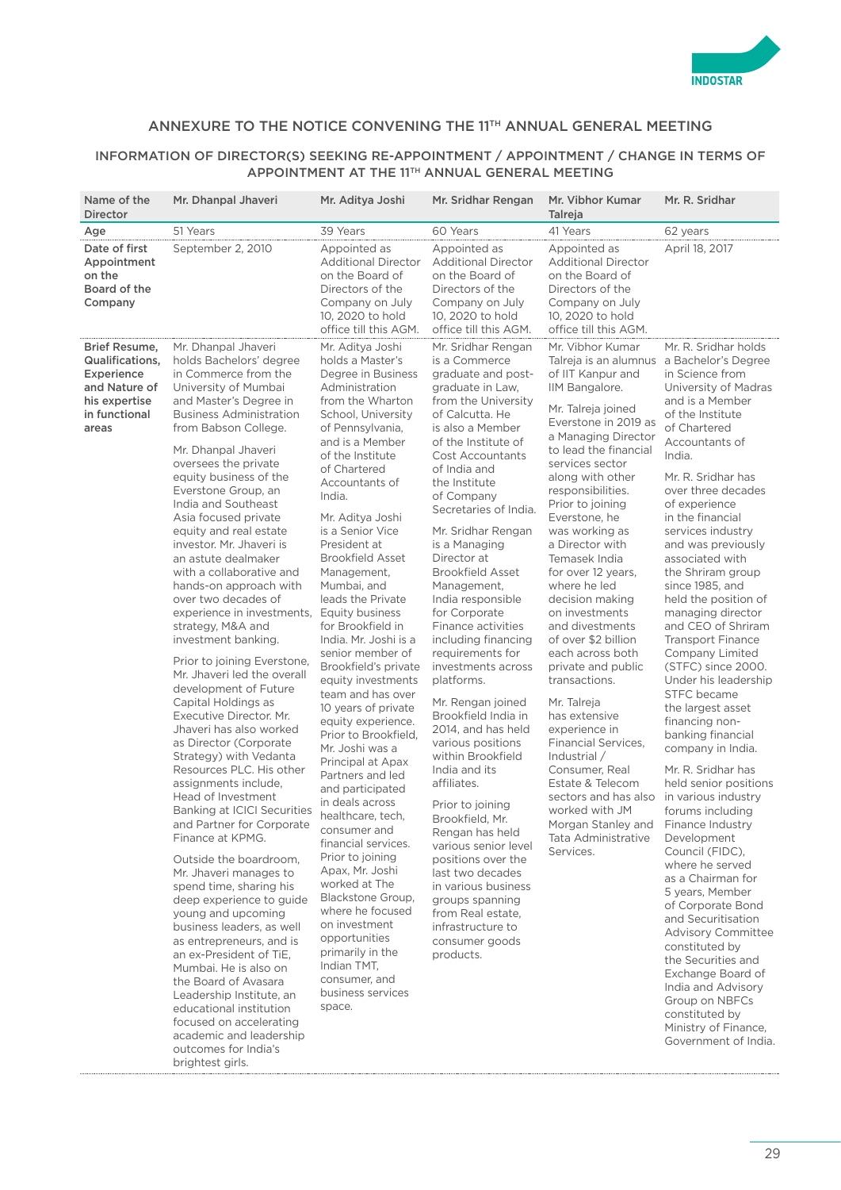## ANNEXURE TO THE NOTICE CONVENING THE 11TH ANNUAL GENERAL MEETING

### INFORMATION OF DIRECTOR(S) SEEKING RE-APPOINTMENT / APPOINTMENT / CHANGE IN TERMS OF APPOINTMENT AT THE 11TH ANNUAL GENERAL MEETING

| Name of the Director | Mr. Dhanpal Jhaveri | Mr. Aditya Joshi | Mr. Sridhar Rengan | Mr. Vibhor Kumar Talreja | Mr. R. Sridhar |
|---|---|---|---|---|---|
| **Age** | 51 Years | 39 Years | 60 Years | 41 Years | 62 years |
| **Date of first Appointment on the Board of the Company** | September 2, 2010 | Appointed as Additional Director on the Board of Directors of the Company on July 10, 2020 to hold office till this AGM. | Appointed as Additional Director on the Board of Directors of the Company on July 10, 2020 to hold office till this AGM. | Appointed as Additional Director on the Board of Directors of the Company on July 10, 2020 to hold office till this AGM. | April 18, 2017 |
| **Brief Resume, Qualifications, Experience and Nature of his expertise in functional areas** | Mr. Dhanpal Jhaveri holds Bachelors' degree in Commerce from the University of Mumbai and Master's Degree in Business Administration from Babson College.<br><br>Mr. Dhanpal Jhaveri oversees the private equity business of the Everstone Group, an India and Southeast Asia focused private equity and real estate investor. Mr. Jhaveri is an astute dealmaker with a collaborative and hands-on approach with over two decades of experience in investments, strategy, M&A and investment banking.<br><br>Prior to joining Everstone, Mr. Jhaveri led the overall development of Future Capital Holdings as Executive Director. Mr. Jhaveri has also worked as Director (Corporate Strategy) with Vedanta Resources PLC. His other assignments include, Head of Investment Banking at ICICI Securities and Partner for Corporate Finance at KPMG.<br><br>Outside the boardroom, Mr. Jhaveri manages to spend time, sharing his deep experience to guide young and upcoming business leaders, as well as entrepreneurs, and is an ex-President of TiE, Mumbai. He is also on the Board of Avasara Leadership Institute, an educational institution focused on accelerating academic and leadership outcomes for India's brightest girls. | Mr. Aditya Joshi holds a Master's Degree in Business Administration from the Wharton School, University of Pennsylvania, and is a Member of the Institute of Chartered Accountants of India.<br><br>Mr. Aditya Joshi is a Senior Vice President at Brookfield Asset Management, Mumbai, and leads the Private Equity business for Brookfield in India. Mr. Joshi is a senior member of Brookfield's private equity investments team and has over 10 years of private equity experience. Prior to Brookfield, Mr. Joshi was a Principal at Apax Partners and led and participated in deals across healthcare, tech, consumer and financial services. Prior to joining Apax, Mr. Joshi worked at The Blackstone Group, where he focused on investment opportunities primarily in the Indian TMT, consumer, and business services space. | Mr. Sridhar Rengan is a Commerce graduate and post-graduate in Law, from the University of Calcutta. He is also a Member of the Institute of Cost Accountants of India and the Institute of Company Secretaries of India.<br><br>Mr. Sridhar Rengan is a Managing Director at Brookfield Asset Management, India responsible for Corporate Finance activities including financing requirements for investments across platforms.<br><br>Mr. Rengan joined Brookfield India in 2014, and has held various positions within Brookfield India and its affiliates.<br><br>Prior to joining Brookfield, Mr. Rengan has held various senior level positions over the last two decades in various business groups spanning from Real estate, infrastructure to consumer goods products. | Mr. Vibhor Kumar Talreja is an alumnus of IIT Kanpur and IIM Bangalore.<br><br>Mr. Talreja joined Everstone in 2019 as a Managing Director to lead the financial services sector along with other responsibilities. Prior to joining Everstone, he was working as a Director with Temasek India for over 12 years, where he led decision making on investments and divestments of over $2 billion each across both private and public transactions.<br><br>Mr. Talreja has extensive experience in Financial Services, Industrial / Consumer, Real Estate & Telecom sectors and has also worked with JM Morgan Stanley and Tata Administrative Services. | Mr. R. Sridhar holds a Bachelor's Degree in Science from University of Madras and is a Member of the Institute of Chartered Accountants of India.<br><br>Mr. R. Sridhar has over three decades of experience in the financial services industry and was previously associated with the Shriram group since 1985, and held the position of managing director and CEO of Shriram Transport Finance Company Limited (STFC) since 2000. Under his leadership STFC became the largest asset financing non-banking financial company in India.<br><br>Mr. R. Sridhar has held senior positions in various industry forums including Finance Industry Development Council (FIDC), where he served as a Chairman for 5 years, Member of Corporate Bond and Securitisation Advisory Committee constituted by the Securities and Exchange Board of India and Advisory Group on NBFCs constituted by Ministry of Finance, Government of India. |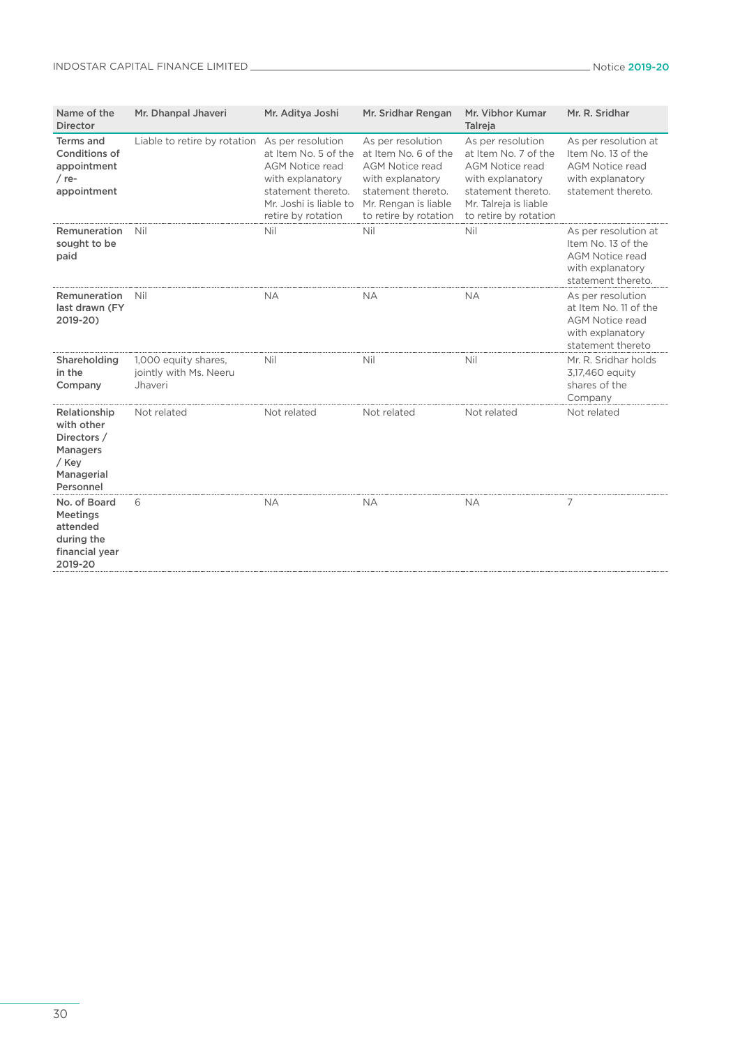| Name of the Director | Mr. Dhanpal Jhaveri | Mr. Aditya Joshi | Mr. Sridhar Rengan | Mr. Vibhor Kumar Talreja | Mr. R. Sridhar |
|---|---|---|---|---|---|
| Terms and Conditions of appointment / re-appointment | Liable to retire by rotation | As per resolution at Item No. 5 of the AGM Notice read with explanatory statement thereto. Mr. Joshi is liable to retire by rotation | As per resolution at Item No. 6 of the AGM Notice read with explanatory statement thereto. Mr. Rengan is liable to retire by rotation | As per resolution at Item No. 7 of the AGM Notice read with explanatory statement thereto. Mr. Talreja is liable to retire by rotation | As per resolution at Item No. 13 of the AGM Notice read with explanatory statement thereto. |
| Remuneration sought to be paid | Nil | Nil | Nil | Nil | As per resolution at Item No. 13 of the AGM Notice read with explanatory statement thereto. |
| Remuneration last drawn (FY 2019-20) | Nil | NA | NA | NA | As per resolution at Item No. 11 of the AGM Notice read with explanatory statement thereto |
| Shareholding in the Company | 1,000 equity shares, jointly with Ms. Neeru Jhaveri | Nil | Nil | Nil | Mr. R. Sridhar holds 3,17,460 equity shares of the Company |
| Relationship with other Directors / Managers / Key Managerial Personnel | Not related | Not related | Not related | Not related | Not related |
| No. of Board Meetings attended during the financial year 2019-20 | 6 | NA | NA | NA | 7 |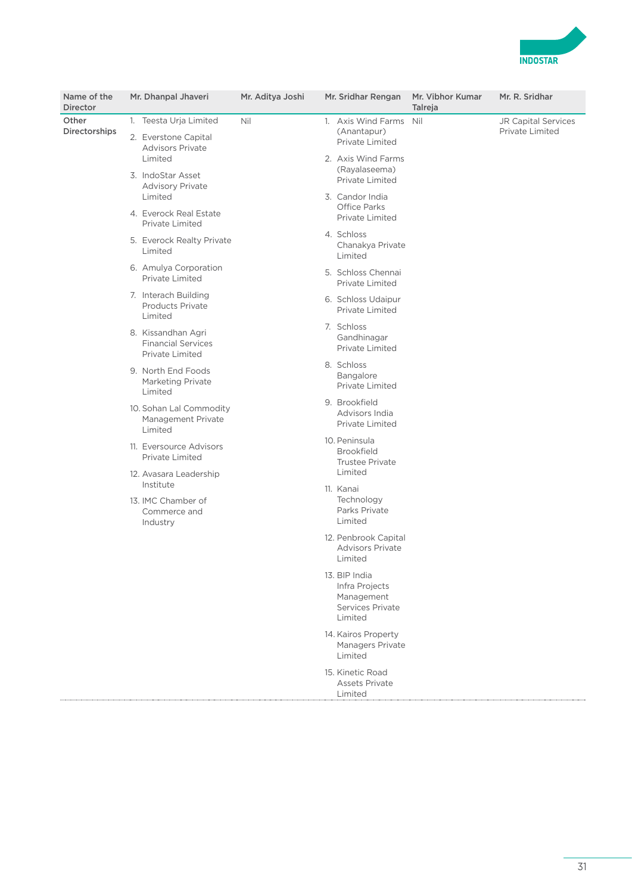| Name of the Director | Mr. Dhanpal Jhaveri | Mr. Aditya Joshi | Mr. Sridhar Rengan | Mr. Vibhor Kumar Talreja | Mr. R. Sridhar |
|---|---|---|---|---|---|
| Other Directorships | 1. Teesta Urja Limited<br>2. Everstone Capital Advisors Private Limited<br>3. IndoStar Asset Advisory Private Limited<br>4. Everock Real Estate Private Limited<br>5. Everock Realty Private Limited<br>6. Amulya Corporation Private Limited<br>7. Interach Building Products Private Limited<br>8. Kissandhan Agri Financial Services Private Limited<br>9. North End Foods Marketing Private Limited<br>10. Sohan Lal Commodity Management Private Limited<br>11. Eversource Advisors Private Limited<br>12. Avasara Leadership Institute<br>13. IMC Chamber of Commerce and Industry | Nil | 1. Axis Wind Farms (Anantapur) Private Limited<br>2. Axis Wind Farms (Rayalaseema) Private Limited<br>3. Candor India Office Parks Private Limited<br>4. Schloss Chanakya Private Limited<br>5. Schloss Chennai Private Limited<br>6. Schloss Udaipur Private Limited<br>7. Schloss Gandhinagar Private Limited<br>8. Schloss Bangalore Private Limited<br>9. Brookfield Advisors India Private Limited<br>10. Peninsula Brookfield Trustee Private Limited<br>11. Kanai Technology Parks Private Limited<br>12. Penbrook Capital Advisors Private Limited<br>13. BIP India Infra Projects Management Services Private Limited<br>14. Kairos Property Managers Private Limited<br>15. Kinetic Road Assets Private Limited | Nil | JR Capital Services Private Limited |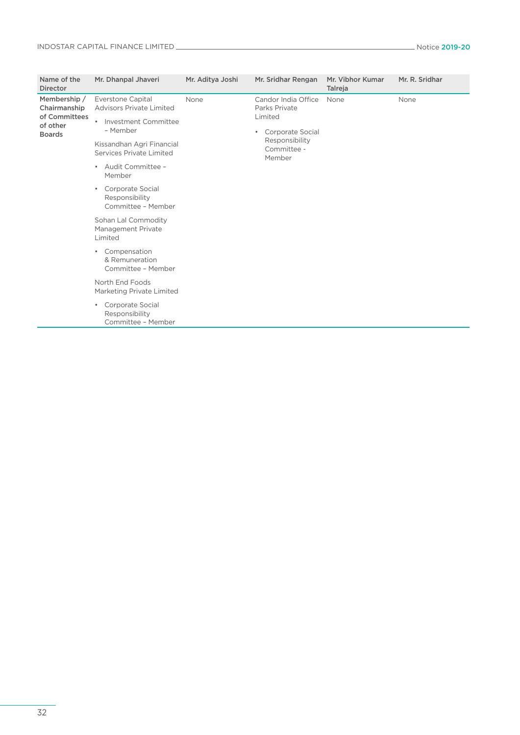| Name of the Director | Mr. Dhanpal Jhaveri | Mr. Aditya Joshi | Mr. Sridhar Rengan | Mr. Vibhor Kumar Talreja | Mr. R. Sridhar |
|---|---|---|---|---|---|
| **Membership / Chairmanship of Committees of other Boards** | Everstone Capital Advisors Private Limited<br>• Investment Committee – Member<br>Kissandhan Agri Financial Services Private Limited<br>• Audit Committee – Member<br>• Corporate Social Responsibility Committee – Member<br>Sohan Lal Commodity Management Private Limited<br>• Compensation & Remuneration Committee – Member<br>North End Foods Marketing Private Limited<br>• Corporate Social Responsibility Committee – Member | None | Candor India Office Parks Private Limited<br>• Corporate Social Responsibility Committee - Member | None | None |